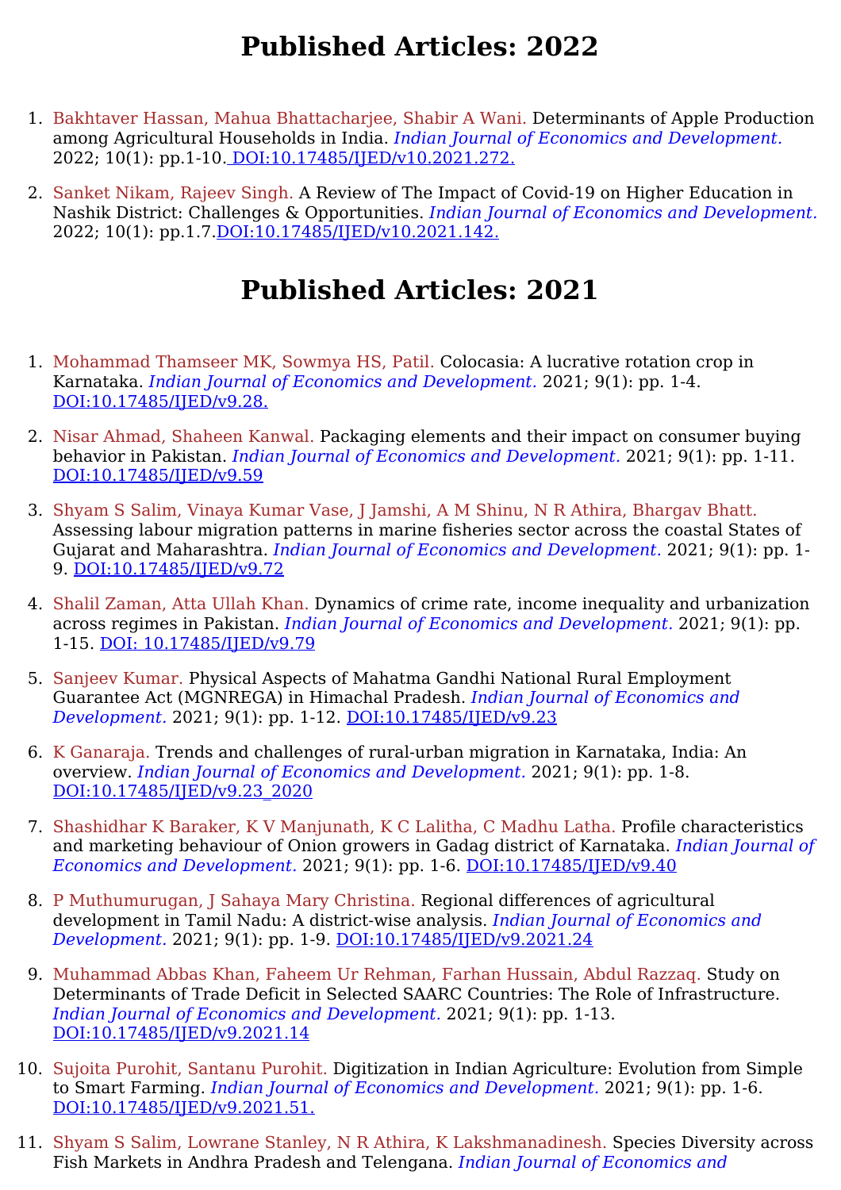# Published Articles: 2022

1. Bakhtaver Hassan, Mahua Bhattacharjee, Shabir A Wani. Determinants of Apple Production among Agricultural Households in India. *Indian Journal of Economics and Development.* 2022; 10(1): pp.1-10. DOI:10.17485/IJED/v10.2021.272.

2. Sanket Nikam, Rajeev Singh. A Review of The Impact of Covid-19 on Higher Education in Nashik District: Challenges & Opportunities. *Indian Journal of Economics and Development.* 2022; 10(1): pp.1.7.DOI:10.17485/IJED/v10.2021.142.

# Published Articles: 2021

1. Mohammad Thamseer MK, Sowmya HS, Patil. Colocasia: A lucrative rotation crop in Karnataka. *Indian Journal of Economics and Development.* 2021; 9(1): pp. 1-4. DOI:10.17485/IJED/v9.28.

2. Nisar Ahmad, Shaheen Kanwal. Packaging elements and their impact on consumer buying behavior in Pakistan. *Indian Journal of Economics and Development.* 2021; 9(1): pp. 1-11. DOI:10.17485/IJED/v9.59

3. Shyam S Salim, Vinaya Kumar Vase, J Jamshi, A M Shinu, N R Athira, Bhargav Bhatt. Assessing labour migration patterns in marine fisheries sector across the coastal States of Gujarat and Maharashtra. *Indian Journal of Economics and Development.* 2021; 9(1): pp. 1-9. DOI:10.17485/IJED/v9.72

4. Shalil Zaman, Atta Ullah Khan. Dynamics of crime rate, income inequality and urbanization across regimes in Pakistan. *Indian Journal of Economics and Development.* 2021; 9(1): pp. 1-15. DOI: 10.17485/IJED/v9.79

5. Sanjeev Kumar. Physical Aspects of Mahatma Gandhi National Rural Employment Guarantee Act (MGNREGA) in Himachal Pradesh. *Indian Journal of Economics and Development.* 2021; 9(1): pp. 1-12. DOI:10.17485/IJED/v9.23

6. K Ganaraja. Trends and challenges of rural-urban migration in Karnataka, India: An overview. *Indian Journal of Economics and Development.* 2021; 9(1): pp. 1-8. DOI:10.17485/IJED/v9.23_2020

7. Shashidhar K Baraker, K V Manjunath, K C Lalitha, C Madhu Latha. Profile characteristics and marketing behaviour of Onion growers in Gadag district of Karnataka. *Indian Journal of Economics and Development.* 2021; 9(1): pp. 1-6. DOI:10.17485/IJED/v9.40

8. P Muthumurugan, J Sahaya Mary Christina. Regional differences of agricultural development in Tamil Nadu: A district-wise analysis. *Indian Journal of Economics and Development.* 2021; 9(1): pp. 1-9. DOI:10.17485/IJED/v9.2021.24

9. Muhammad Abbas Khan, Faheem Ur Rehman, Farhan Hussain, Abdul Razzaq. Study on Determinants of Trade Deficit in Selected SAARC Countries: The Role of Infrastructure. *Indian Journal of Economics and Development.* 2021; 9(1): pp. 1-13. DOI:10.17485/IJED/v9.2021.14

10. Sujoita Purohit, Santanu Purohit. Digitization in Indian Agriculture: Evolution from Simple to Smart Farming. *Indian Journal of Economics and Development.* 2021; 9(1): pp. 1-6. DOI:10.17485/IJED/v9.2021.51.

11. Shyam S Salim, Lowrane Stanley, N R Athira, K Lakshmanadinesh. Species Diversity across Fish Markets in Andhra Pradesh and Telengana. *Indian Journal of Economics and*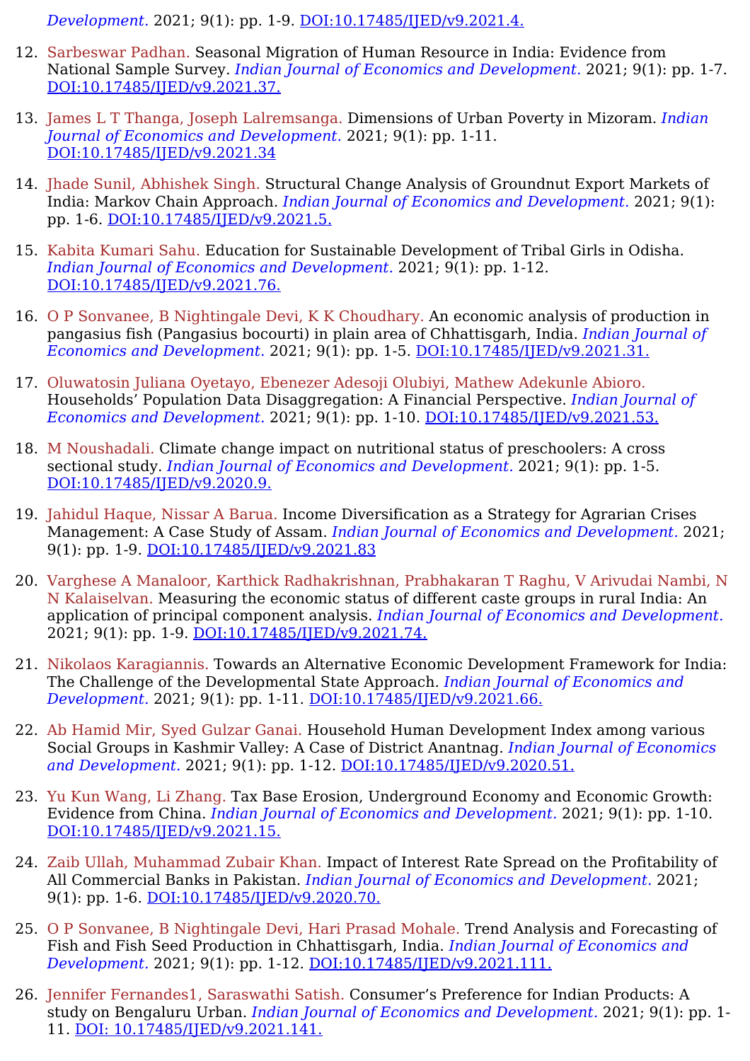*Development.* 2021; 9(1): pp. 1-9. DOI:10.17485/IJED/v9.2021.4.

12. Sarbeswar Padhan. Seasonal Migration of Human Resource in India: Evidence from National Sample Survey. *Indian Journal of Economics and Development.* 2021; 9(1): pp. 1-7. DOI:10.17485/IJED/v9.2021.37.

13. James L T Thanga, Joseph Lalremsanga. Dimensions of Urban Poverty in Mizoram. *Indian Journal of Economics and Development.* 2021; 9(1): pp. 1-11. DOI:10.17485/IJED/v9.2021.34

14. Jhade Sunil, Abhishek Singh. Structural Change Analysis of Groundnut Export Markets of India: Markov Chain Approach. *Indian Journal of Economics and Development.* 2021; 9(1): pp. 1-6. DOI:10.17485/IJED/v9.2021.5.

15. Kabita Kumari Sahu. Education for Sustainable Development of Tribal Girls in Odisha. *Indian Journal of Economics and Development.* 2021; 9(1): pp. 1-12. DOI:10.17485/IJED/v9.2021.76.

16. O P Sonvanee, B Nightingale Devi, K K Choudhary. An economic analysis of production in pangasius fish (Pangasius bocourti) in plain area of Chhattisgarh, India. *Indian Journal of Economics and Development.* 2021; 9(1): pp. 1-5. DOI:10.17485/IJED/v9.2021.31.

17. Oluwatosin Juliana Oyetayo, Ebenezer Adesoji Olubiyi, Mathew Adekunle Abioro. Households' Population Data Disaggregation: A Financial Perspective. *Indian Journal of Economics and Development.* 2021; 9(1): pp. 1-10. DOI:10.17485/IJED/v9.2021.53.

18. M Noushadali. Climate change impact on nutritional status of preschoolers: A cross sectional study. *Indian Journal of Economics and Development.* 2021; 9(1): pp. 1-5. DOI:10.17485/IJED/v9.2020.9.

19. Jahidul Haque, Nissar A Barua. Income Diversification as a Strategy for Agrarian Crises Management: A Case Study of Assam. *Indian Journal of Economics and Development.* 2021; 9(1): pp. 1-9. DOI:10.17485/IJED/v9.2021.83

20. Varghese A Manaloor, Karthick Radhakrishnan, Prabhakaran T Raghu, V Arivudai Nambi, N N Kalaiselvan. Measuring the economic status of different caste groups in rural India: An application of principal component analysis. *Indian Journal of Economics and Development.* 2021; 9(1): pp. 1-9. DOI:10.17485/IJED/v9.2021.74.

21. Nikolaos Karagiannis. Towards an Alternative Economic Development Framework for India: The Challenge of the Developmental State Approach. *Indian Journal of Economics and Development.* 2021; 9(1): pp. 1-11. DOI:10.17485/IJED/v9.2021.66.

22. Ab Hamid Mir, Syed Gulzar Ganai. Household Human Development Index among various Social Groups in Kashmir Valley: A Case of District Anantnag. *Indian Journal of Economics and Development.* 2021; 9(1): pp. 1-12. DOI:10.17485/IJED/v9.2020.51.

23. Yu Kun Wang, Li Zhang. Tax Base Erosion, Underground Economy and Economic Growth: Evidence from China. *Indian Journal of Economics and Development.* 2021; 9(1): pp. 1-10. DOI:10.17485/IJED/v9.2021.15.

24. Zaib Ullah, Muhammad Zubair Khan. Impact of Interest Rate Spread on the Profitability of All Commercial Banks in Pakistan. *Indian Journal of Economics and Development.* 2021; 9(1): pp. 1-6. DOI:10.17485/IJED/v9.2020.70.

25. O P Sonvanee, B Nightingale Devi, Hari Prasad Mohale. Trend Analysis and Forecasting of Fish and Fish Seed Production in Chhattisgarh, India. *Indian Journal of Economics and Development.* 2021; 9(1): pp. 1-12. DOI:10.17485/IJED/v9.2021.111.

26. Jennifer Fernandes1, Saraswathi Satish. Consumer's Preference for Indian Products: A study on Bengaluru Urban. *Indian Journal of Economics and Development.* 2021; 9(1): pp. 1-11. DOI: 10.17485/IJED/v9.2021.141.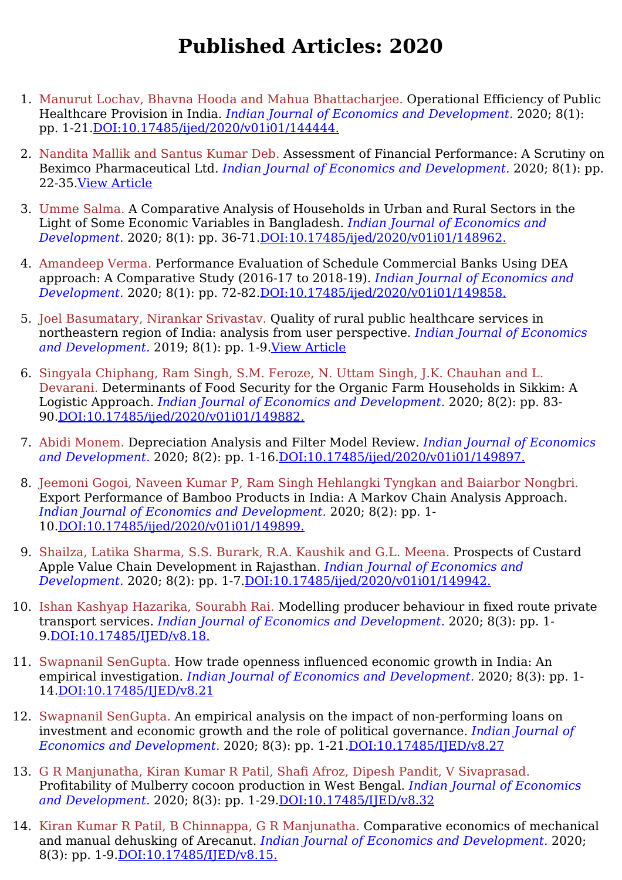# Published Articles: 2020

1. Manurut Lochav, Bhavna Hooda and Mahua Bhattacharjee. Operational Efficiency of Public Healthcare Provision in India. *Indian Journal of Economics and Development.* 2020; 8(1): pp. 1-21.DOI:10.17485/ijed/2020/v01i01/144444.

2. Nandita Mallik and Santus Kumar Deb. Assessment of Financial Performance: A Scrutiny on Beximco Pharmaceutical Ltd. *Indian Journal of Economics and Development.* 2020; 8(1): pp. 22-35.View Article

3. Umme Salma. A Comparative Analysis of Households in Urban and Rural Sectors in the Light of Some Economic Variables in Bangladesh. *Indian Journal of Economics and Development.* 2020; 8(1): pp. 36-71.DOI:10.17485/ijed/2020/v01i01/148962.

4. Amandeep Verma. Performance Evaluation of Schedule Commercial Banks Using DEA approach: A Comparative Study (2016-17 to 2018-19). *Indian Journal of Economics and Development.* 2020; 8(1): pp. 72-82.DOI:10.17485/ijed/2020/v01i01/149858.

5. Joel Basumatary, Nirankar Srivastav. Quality of rural public healthcare services in northeastern region of India: analysis from user perspective. *Indian Journal of Economics and Development.* 2019; 8(1): pp. 1-9.View Article

6. Singyala Chiphang, Ram Singh, S.M. Feroze, N. Uttam Singh, J.K. Chauhan and L. Devarani. Determinants of Food Security for the Organic Farm Households in Sikkim: A Logistic Approach. *Indian Journal of Economics and Development.* 2020; 8(2): pp. 83-90.DOI:10.17485/ijed/2020/v01i01/149882.

7. Abidi Monem. Depreciation Analysis and Filter Model Review. *Indian Journal of Economics and Development.* 2020; 8(2): pp. 1-16.DOI:10.17485/ijed/2020/v01i01/149897.

8. Jeemoni Gogoi, Naveen Kumar P, Ram Singh Hehlangki Tyngkan and Baiarbor Nongbri. Export Performance of Bamboo Products in India: A Markov Chain Analysis Approach. *Indian Journal of Economics and Development.* 2020; 8(2): pp. 1-10.DOI:10.17485/ijed/2020/v01i01/149899.

9. Shailza, Latika Sharma, S.S. Burark, R.A. Kaushik and G.L. Meena. Prospects of Custard Apple Value Chain Development in Rajasthan. *Indian Journal of Economics and Development.* 2020; 8(2): pp. 1-7.DOI:10.17485/ijed/2020/v01i01/149942.

10. Ishan Kashyap Hazarika, Sourabh Rai. Modelling producer behaviour in fixed route private transport services. *Indian Journal of Economics and Development.* 2020; 8(3): pp. 1-9.DOI:10.17485/IJED/v8.18.

11. Swapnanil SenGupta. How trade openness influenced economic growth in India: An empirical investigation. *Indian Journal of Economics and Development.* 2020; 8(3): pp. 1-14.DOI:10.17485/IJED/v8.21

12. Swapnanil SenGupta. An empirical analysis on the impact of non-performing loans on investment and economic growth and the role of political governance. *Indian Journal of Economics and Development.* 2020; 8(3): pp. 1-21.DOI:10.17485/IJED/v8.27

13. G R Manjunatha, Kiran Kumar R Patil, Shafi Afroz, Dipesh Pandit, V Sivaprasad. Profitability of Mulberry cocoon production in West Bengal. *Indian Journal of Economics and Development.* 2020; 8(3): pp. 1-29.DOI:10.17485/IJED/v8.32

14. Kiran Kumar R Patil, B Chinnappa, G R Manjunatha. Comparative economics of mechanical and manual dehusking of Arecanut. *Indian Journal of Economics and Development.* 2020; 8(3): pp. 1-9.DOI:10.17485/IJED/v8.15.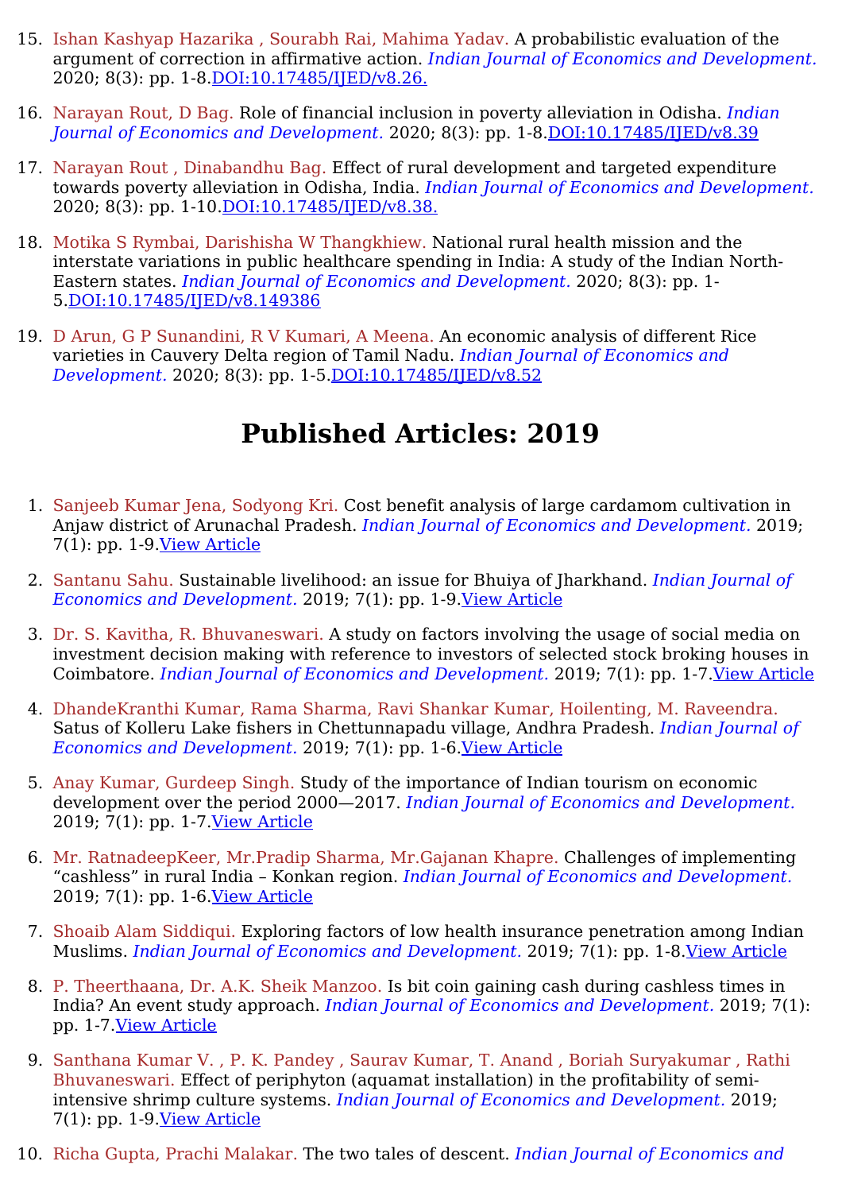15. Ishan Kashyap Hazarika , Sourabh Rai, Mahima Yadav. A probabilistic evaluation of the argument of correction in affirmative action. *Indian Journal of Economics and Development.* 2020; 8(3): pp. 1-8.DOI:10.17485/IJED/v8.26.

16. Narayan Rout, D Bag. Role of financial inclusion in poverty alleviation in Odisha. *Indian Journal of Economics and Development.* 2020; 8(3): pp. 1-8.DOI:10.17485/IJED/v8.39

17. Narayan Rout , Dinabandhu Bag. Effect of rural development and targeted expenditure towards poverty alleviation in Odisha, India. *Indian Journal of Economics and Development.* 2020; 8(3): pp. 1-10.DOI:10.17485/IJED/v8.38.

18. Motika S Rymbai, Darishisha W Thangkhiew. National rural health mission and the interstate variations in public healthcare spending in India: A study of the Indian North-Eastern states. *Indian Journal of Economics and Development.* 2020; 8(3): pp. 1-5.DOI:10.17485/IJED/v8.149386

19. D Arun, G P Sunandini, R V Kumari, A Meena. An economic analysis of different Rice varieties in Cauvery Delta region of Tamil Nadu. *Indian Journal of Economics and Development.* 2020; 8(3): pp. 1-5.DOI:10.17485/IJED/v8.52

# Published Articles: 2019

1. Sanjeeb Kumar Jena, Sodyong Kri. Cost benefit analysis of large cardamom cultivation in Anjaw district of Arunachal Pradesh. *Indian Journal of Economics and Development.* 2019; 7(1): pp. 1-9.View Article

2. Santanu Sahu. Sustainable livelihood: an issue for Bhuiya of Jharkhand. *Indian Journal of Economics and Development.* 2019; 7(1): pp. 1-9.View Article

3. Dr. S. Kavitha, R. Bhuvaneswari. A study on factors involving the usage of social media on investment decision making with reference to investors of selected stock broking houses in Coimbatore. *Indian Journal of Economics and Development.* 2019; 7(1): pp. 1-7.View Article

4. DhandeKranthi Kumar, Rama Sharma, Ravi Shankar Kumar, Hoilenting, M. Raveendra. Satus of Kolleru Lake fishers in Chettunnapadu village, Andhra Pradesh. *Indian Journal of Economics and Development.* 2019; 7(1): pp. 1-6.View Article

5. Anay Kumar, Gurdeep Singh. Study of the importance of Indian tourism on economic development over the period 2000—2017. *Indian Journal of Economics and Development.* 2019; 7(1): pp. 1-7.View Article

6. Mr. RatnadeepKeer, Mr.Pradip Sharma, Mr.Gajanan Khapre. Challenges of implementing “cashless” in rural India – Konkan region. *Indian Journal of Economics and Development.* 2019; 7(1): pp. 1-6.View Article

7. Shoaib Alam Siddiqui. Exploring factors of low health insurance penetration among Indian Muslims. *Indian Journal of Economics and Development.* 2019; 7(1): pp. 1-8.View Article

8. P. Theerthaana, Dr. A.K. Sheik Manzoo. Is bit coin gaining cash during cashless times in India? An event study approach. *Indian Journal of Economics and Development.* 2019; 7(1): pp. 1-7.View Article

9. Santhana Kumar V. , P. K. Pandey , Saurav Kumar, T. Anand , Boriah Suryakumar , Rathi Bhuvaneswari. Effect of periphyton (aquamat installation) in the profitability of semi-intensive shrimp culture systems. *Indian Journal of Economics and Development.* 2019; 7(1): pp. 1-9.View Article

10. Richa Gupta, Prachi Malakar. The two tales of descent. *Indian Journal of Economics and*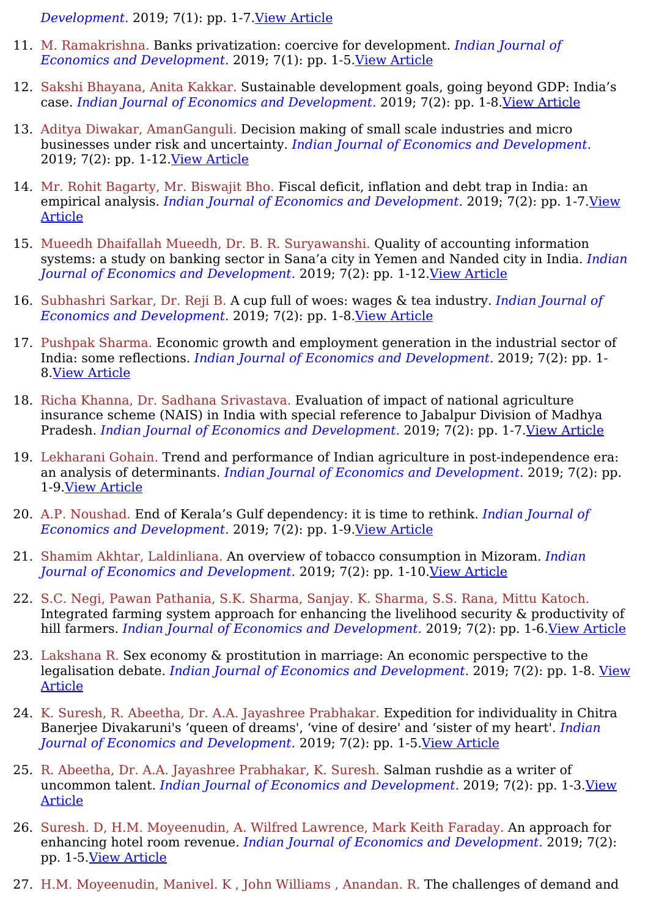*Development.* 2019; 7(1): pp. 1-7.View Article

11. M. Ramakrishna. Banks privatization: coercive for development. *Indian Journal of Economics and Development.* 2019; 7(1): pp. 1-5.View Article

12. Sakshi Bhayana, Anita Kakkar. Sustainable development goals, going beyond GDP: India's case. *Indian Journal of Economics and Development.* 2019; 7(2): pp. 1-8.View Article

13. Aditya Diwakar, AmanGanguli. Decision making of small scale industries and micro businesses under risk and uncertainty. *Indian Journal of Economics and Development.* 2019; 7(2): pp. 1-12.View Article

14. Mr. Rohit Bagarty, Mr. Biswajit Bho. Fiscal deficit, inflation and debt trap in India: an empirical analysis. *Indian Journal of Economics and Development.* 2019; 7(2): pp. 1-7.View Article

15. Mueedh Dhaifallah Mueedh, Dr. B. R. Suryawanshi. Quality of accounting information systems: a study on banking sector in Sana'a city in Yemen and Nanded city in India. *Indian Journal of Economics and Development.* 2019; 7(2): pp. 1-12.View Article

16. Subhashri Sarkar, Dr. Reji B. A cup full of woes: wages & tea industry. *Indian Journal of Economics and Development.* 2019; 7(2): pp. 1-8.View Article

17. Pushpak Sharma. Economic growth and employment generation in the industrial sector of India: some reflections. *Indian Journal of Economics and Development.* 2019; 7(2): pp. 1-8.View Article

18. Richa Khanna, Dr. Sadhana Srivastava. Evaluation of impact of national agriculture insurance scheme (NAIS) in India with special reference to Jabalpur Division of Madhya Pradesh. *Indian Journal of Economics and Development.* 2019; 7(2): pp. 1-7.View Article

19. Lekharani Gohain. Trend and performance of Indian agriculture in post-independence era: an analysis of determinants. *Indian Journal of Economics and Development.* 2019; 7(2): pp. 1-9.View Article

20. A.P. Noushad. End of Kerala's Gulf dependency: it is time to rethink. *Indian Journal of Economics and Development.* 2019; 7(2): pp. 1-9.View Article

21. Shamim Akhtar, Laldinliana. An overview of tobacco consumption in Mizoram. *Indian Journal of Economics and Development.* 2019; 7(2): pp. 1-10.View Article

22. S.C. Negi, Pawan Pathania, S.K. Sharma, Sanjay. K. Sharma, S.S. Rana, Mittu Katoch. Integrated farming system approach for enhancing the livelihood security & productivity of hill farmers. *Indian Journal of Economics and Development.* 2019; 7(2): pp. 1-6.View Article

23. Lakshana R. Sex economy & prostitution in marriage: An economic perspective to the legalisation debate. *Indian Journal of Economics and Development.* 2019; 7(2): pp. 1-8. View Article

24. K. Suresh, R. Abeetha, Dr. A.A. Jayashree Prabhakar. Expedition for individuality in Chitra Banerjee Divakaruni's 'queen of dreams', 'vine of desire' and 'sister of my heart'. *Indian Journal of Economics and Development.* 2019; 7(2): pp. 1-5.View Article

25. R. Abeetha, Dr. A.A. Jayashree Prabhakar, K. Suresh. Salman rushdie as a writer of uncommon talent. *Indian Journal of Economics and Development.* 2019; 7(2): pp. 1-3.View Article

26. Suresh. D, H.M. Moyeenudin, A. Wilfred Lawrence, Mark Keith Faraday. An approach for enhancing hotel room revenue. *Indian Journal of Economics and Development.* 2019; 7(2): pp. 1-5.View Article

27. H.M. Moyeenudin, Manivel. K , John Williams , Anandan. R. The challenges of demand and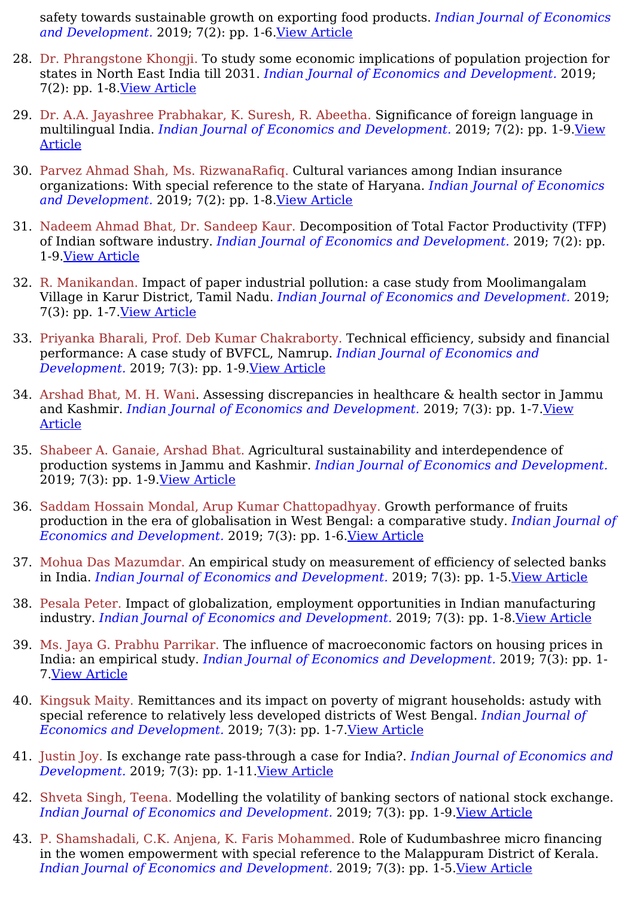safety towards sustainable growth on exporting food products. *Indian Journal of Economics and Development.* 2019; 7(2): pp. 1-6.View Article

28. Dr. Phrangstone Khongji. To study some economic implications of population projection for states in North East India till 2031. *Indian Journal of Economics and Development.* 2019; 7(2): pp. 1-8.View Article

29. Dr. A.A. Jayashree Prabhakar, K. Suresh, R. Abeetha. Significance of foreign language in multilingual India. *Indian Journal of Economics and Development.* 2019; 7(2): pp. 1-9.View Article

30. Parvez Ahmad Shah, Ms. RizwanaRafiq. Cultural variances among Indian insurance organizations: With special reference to the state of Haryana. *Indian Journal of Economics and Development.* 2019; 7(2): pp. 1-8.View Article

31. Nadeem Ahmad Bhat, Dr. Sandeep Kaur. Decomposition of Total Factor Productivity (TFP) of Indian software industry. *Indian Journal of Economics and Development.* 2019; 7(2): pp. 1-9.View Article

32. R. Manikandan. Impact of paper industrial pollution: a case study from Moolimangalam Village in Karur District, Tamil Nadu. *Indian Journal of Economics and Development.* 2019; 7(3): pp. 1-7.View Article

33. Priyanka Bharali, Prof. Deb Kumar Chakraborty. Technical efficiency, subsidy and financial performance: A case study of BVFCL, Namrup. *Indian Journal of Economics and Development.* 2019; 7(3): pp. 1-9.View Article

34. Arshad Bhat, M. H. Wani. Assessing discrepancies in healthcare & health sector in Jammu and Kashmir. *Indian Journal of Economics and Development.* 2019; 7(3): pp. 1-7.View Article

35. Shabeer A. Ganaie, Arshad Bhat. Agricultural sustainability and interdependence of production systems in Jammu and Kashmir. *Indian Journal of Economics and Development.* 2019; 7(3): pp. 1-9.View Article

36. Saddam Hossain Mondal, Arup Kumar Chattopadhyay. Growth performance of fruits production in the era of globalisation in West Bengal: a comparative study. *Indian Journal of Economics and Development.* 2019; 7(3): pp. 1-6.View Article

37. Mohua Das Mazumdar. An empirical study on measurement of efficiency of selected banks in India. *Indian Journal of Economics and Development.* 2019; 7(3): pp. 1-5.View Article

38. Pesala Peter. Impact of globalization, employment opportunities in Indian manufacturing industry. *Indian Journal of Economics and Development.* 2019; 7(3): pp. 1-8.View Article

39. Ms. Jaya G. Prabhu Parrikar. The influence of macroeconomic factors on housing prices in India: an empirical study. *Indian Journal of Economics and Development.* 2019; 7(3): pp. 1-7.View Article

40. Kingsuk Maity. Remittances and its impact on poverty of migrant households: astudy with special reference to relatively less developed districts of West Bengal. *Indian Journal of Economics and Development.* 2019; 7(3): pp. 1-7.View Article

41. Justin Joy. Is exchange rate pass-through a case for India?. *Indian Journal of Economics and Development.* 2019; 7(3): pp. 1-11.View Article

42. Shveta Singh, Teena. Modelling the volatility of banking sectors of national stock exchange. *Indian Journal of Economics and Development.* 2019; 7(3): pp. 1-9.View Article

43. P. Shamshadali, C.K. Anjena, K. Faris Mohammed. Role of Kudumbashree micro financing in the women empowerment with special reference to the Malappuram District of Kerala. *Indian Journal of Economics and Development.* 2019; 7(3): pp. 1-5.View Article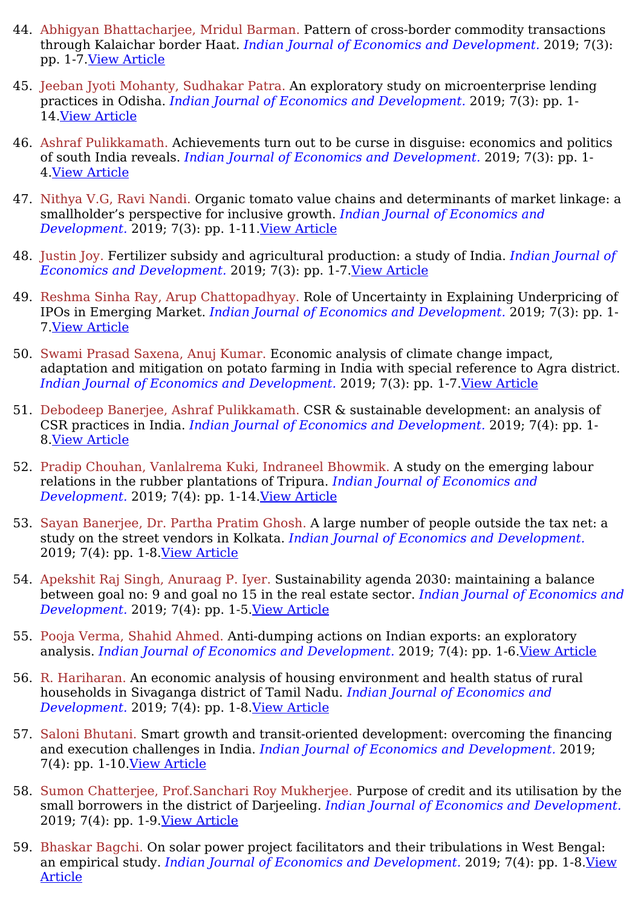44. Abhigyan Bhattacharjee, Mridul Barman. Pattern of cross-border commodity transactions through Kalaichar border Haat. *Indian Journal of Economics and Development.* 2019; 7(3): pp. 1-7.View Article

45. Jeeban Jyoti Mohanty, Sudhakar Patra. An exploratory study on microenterprise lending practices in Odisha. *Indian Journal of Economics and Development.* 2019; 7(3): pp. 1-14.View Article

46. Ashraf Pulikkamath. Achievements turn out to be curse in disguise: economics and politics of south India reveals. *Indian Journal of Economics and Development.* 2019; 7(3): pp. 1-4.View Article

47. Nithya V.G, Ravi Nandi. Organic tomato value chains and determinants of market linkage: a smallholder's perspective for inclusive growth. *Indian Journal of Economics and Development.* 2019; 7(3): pp. 1-11.View Article

48. Justin Joy. Fertilizer subsidy and agricultural production: a study of India. *Indian Journal of Economics and Development.* 2019; 7(3): pp. 1-7.View Article

49. Reshma Sinha Ray, Arup Chattopadhyay. Role of Uncertainty in Explaining Underpricing of IPOs in Emerging Market. *Indian Journal of Economics and Development.* 2019; 7(3): pp. 1-7.View Article

50. Swami Prasad Saxena, Anuj Kumar. Economic analysis of climate change impact, adaptation and mitigation on potato farming in India with special reference to Agra district. *Indian Journal of Economics and Development.* 2019; 7(3): pp. 1-7.View Article

51. Debodeep Banerjee, Ashraf Pulikkamath. CSR & sustainable development: an analysis of CSR practices in India. *Indian Journal of Economics and Development.* 2019; 7(4): pp. 1-8.View Article

52. Pradip Chouhan, Vanlalrema Kuki, Indraneel Bhowmik. A study on the emerging labour relations in the rubber plantations of Tripura. *Indian Journal of Economics and Development.* 2019; 7(4): pp. 1-14.View Article

53. Sayan Banerjee, Dr. Partha Pratim Ghosh. A large number of people outside the tax net: a study on the street vendors in Kolkata. *Indian Journal of Economics and Development.* 2019; 7(4): pp. 1-8.View Article

54. Apekshit Raj Singh, Anuraag P. Iyer. Sustainability agenda 2030: maintaining a balance between goal no: 9 and goal no 15 in the real estate sector. *Indian Journal of Economics and Development.* 2019; 7(4): pp. 1-5.View Article

55. Pooja Verma, Shahid Ahmed. Anti-dumping actions on Indian exports: an exploratory analysis. *Indian Journal of Economics and Development.* 2019; 7(4): pp. 1-6.View Article

56. R. Hariharan. An economic analysis of housing environment and health status of rural households in Sivaganga district of Tamil Nadu. *Indian Journal of Economics and Development.* 2019; 7(4): pp. 1-8.View Article

57. Saloni Bhutani. Smart growth and transit-oriented development: overcoming the financing and execution challenges in India. *Indian Journal of Economics and Development.* 2019; 7(4): pp. 1-10.View Article

58. Sumon Chatterjee, Prof.Sanchari Roy Mukherjee. Purpose of credit and its utilisation by the small borrowers in the district of Darjeeling. *Indian Journal of Economics and Development.* 2019; 7(4): pp. 1-9.View Article

59. Bhaskar Bagchi. On solar power project facilitators and their tribulations in West Bengal: an empirical study. *Indian Journal of Economics and Development.* 2019; 7(4): pp. 1-8.View Article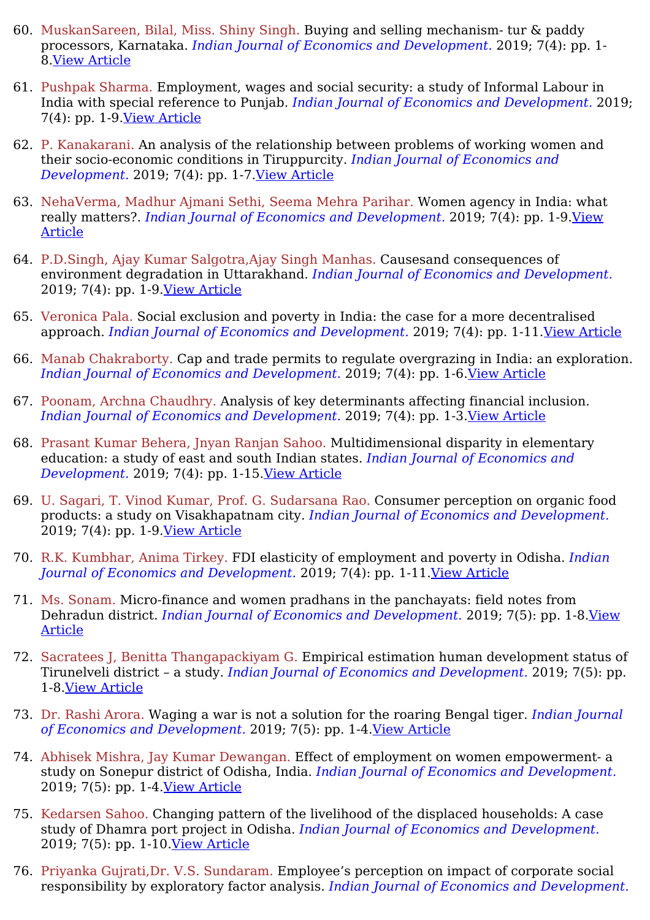60. MuskanSareen, Bilal, Miss. Shiny Singh. Buying and selling mechanism- tur & paddy processors, Karnataka. *Indian Journal of Economics and Development.* 2019; 7(4): pp. 1-8.View Article

61. Pushpak Sharma. Employment, wages and social security: a study of Informal Labour in India with special reference to Punjab. *Indian Journal of Economics and Development.* 2019; 7(4): pp. 1-9.View Article

62. P. Kanakarani. An analysis of the relationship between problems of working women and their socio-economic conditions in Tiruppurcity. *Indian Journal of Economics and Development.* 2019; 7(4): pp. 1-7.View Article

63. NehaVerma, Madhur Ajmani Sethi, Seema Mehra Parihar. Women agency in India: what really matters?. *Indian Journal of Economics and Development.* 2019; 7(4): pp. 1-9.View Article

64. P.D.Singh, Ajay Kumar Salgotra,Ajay Singh Manhas. Causesand consequences of environment degradation in Uttarakhand. *Indian Journal of Economics and Development.* 2019; 7(4): pp. 1-9.View Article

65. Veronica Pala. Social exclusion and poverty in India: the case for a more decentralised approach. *Indian Journal of Economics and Development.* 2019; 7(4): pp. 1-11.View Article

66. Manab Chakraborty. Cap and trade permits to regulate overgrazing in India: an exploration. *Indian Journal of Economics and Development.* 2019; 7(4): pp. 1-6.View Article

67. Poonam, Archna Chaudhry. Analysis of key determinants affecting financial inclusion. *Indian Journal of Economics and Development.* 2019; 7(4): pp. 1-3.View Article

68. Prasant Kumar Behera, Jnyan Ranjan Sahoo. Multidimensional disparity in elementary education: a study of east and south Indian states. *Indian Journal of Economics and Development.* 2019; 7(4): pp. 1-15.View Article

69. U. Sagari, T. Vinod Kumar, Prof. G. Sudarsana Rao. Consumer perception on organic food products: a study on Visakhapatnam city. *Indian Journal of Economics and Development.* 2019; 7(4): pp. 1-9.View Article

70. R.K. Kumbhar, Anima Tirkey. FDI elasticity of employment and poverty in Odisha. *Indian Journal of Economics and Development.* 2019; 7(4): pp. 1-11.View Article

71. Ms. Sonam. Micro-finance and women pradhans in the panchayats: field notes from Dehradun district. *Indian Journal of Economics and Development.* 2019; 7(5): pp. 1-8.View Article

72. Sacratees J, Benitta Thangapackiyam G. Empirical estimation human development status of Tirunelveli district – a study. *Indian Journal of Economics and Development.* 2019; 7(5): pp. 1-8.View Article

73. Dr. Rashi Arora. Waging a war is not a solution for the roaring Bengal tiger. *Indian Journal of Economics and Development.* 2019; 7(5): pp. 1-4.View Article

74. Abhisek Mishra, Jay Kumar Dewangan. Effect of employment on women empowerment- a study on Sonepur district of Odisha, India. *Indian Journal of Economics and Development.* 2019; 7(5): pp. 1-4.View Article

75. Kedarsen Sahoo. Changing pattern of the livelihood of the displaced households: A case study of Dhamra port project in Odisha. *Indian Journal of Economics and Development.* 2019; 7(5): pp. 1-10.View Article

76. Priyanka Gujrati,Dr. V.S. Sundaram. Employee’s perception on impact of corporate social responsibility by exploratory factor analysis. *Indian Journal of Economics and Development.*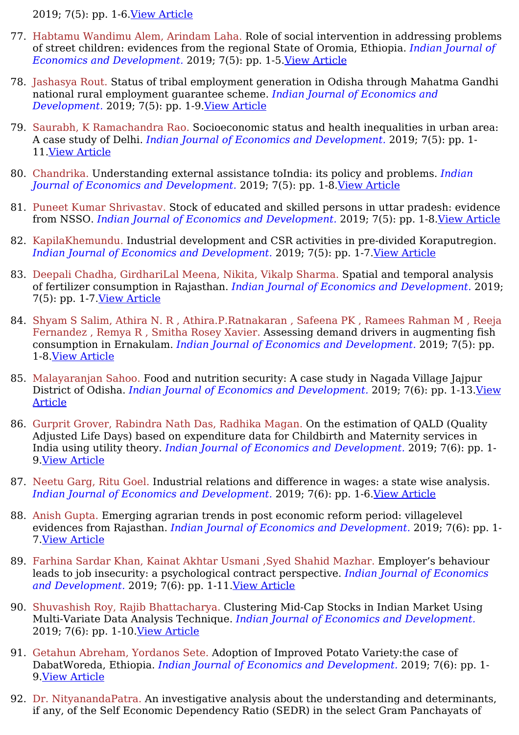2019; 7(5): pp. 1-6.View Article

77. Habtamu Wandimu Alem, Arindam Laha. Role of social intervention in addressing problems of street children: evidences from the regional State of Oromia, Ethiopia. *Indian Journal of Economics and Development.* 2019; 7(5): pp. 1-5.View Article

78. Jashasya Rout. Status of tribal employment generation in Odisha through Mahatma Gandhi national rural employment guarantee scheme. *Indian Journal of Economics and Development.* 2019; 7(5): pp. 1-9.View Article

79. Saurabh, K Ramachandra Rao. Socioeconomic status and health inequalities in urban area: A case study of Delhi. *Indian Journal of Economics and Development.* 2019; 7(5): pp. 1-11.View Article

80. Chandrika. Understanding external assistance toIndia: its policy and problems. *Indian Journal of Economics and Development.* 2019; 7(5): pp. 1-8.View Article

81. Puneet Kumar Shrivastav. Stock of educated and skilled persons in uttar pradesh: evidence from NSSO. *Indian Journal of Economics and Development.* 2019; 7(5): pp. 1-8.View Article

82. KapilaKhemundu. Industrial development and CSR activities in pre-divided Koraputregion. *Indian Journal of Economics and Development.* 2019; 7(5): pp. 1-7.View Article

83. Deepali Chadha, GirdhariLal Meena, Nikita, Vikalp Sharma. Spatial and temporal analysis of fertilizer consumption in Rajasthan. *Indian Journal of Economics and Development.* 2019; 7(5): pp. 1-7.View Article

84. Shyam S Salim, Athira N. R , Athira.P.Ratnakaran , Safeena PK , Ramees Rahman M , Reeja Fernandez , Remya R , Smitha Rosey Xavier. Assessing demand drivers in augmenting fish consumption in Ernakulam. *Indian Journal of Economics and Development.* 2019; 7(5): pp. 1-8.View Article

85. Malayaranjan Sahoo. Food and nutrition security: A case study in Nagada Village Jajpur District of Odisha. *Indian Journal of Economics and Development.* 2019; 7(6): pp. 1-13.View Article

86. Gurprit Grover, Rabindra Nath Das, Radhika Magan. On the estimation of QALD (Quality Adjusted Life Days) based on expenditure data for Childbirth and Maternity services in India using utility theory. *Indian Journal of Economics and Development.* 2019; 7(6): pp. 1-9.View Article

87. Neetu Garg, Ritu Goel. Industrial relations and difference in wages: a state wise analysis. *Indian Journal of Economics and Development.* 2019; 7(6): pp. 1-6.View Article

88. Anish Gupta. Emerging agrarian trends in post economic reform period: villagelevel evidences from Rajasthan. *Indian Journal of Economics and Development.* 2019; 7(6): pp. 1-7.View Article

89. Farhina Sardar Khan, Kainat Akhtar Usmani ,Syed Shahid Mazhar. Employer's behaviour leads to job insecurity: a psychological contract perspective. *Indian Journal of Economics and Development.* 2019; 7(6): pp. 1-11.View Article

90. Shuvashish Roy, Rajib Bhattacharya. Clustering Mid-Cap Stocks in Indian Market Using Multi-Variate Data Analysis Technique. *Indian Journal of Economics and Development.* 2019; 7(6): pp. 1-10.View Article

91. Getahun Abreham, Yordanos Sete. Adoption of Improved Potato Variety:the case of DabatWoreda, Ethiopia. *Indian Journal of Economics and Development.* 2019; 7(6): pp. 1-9.View Article

92. Dr. NityanandaPatra. An investigative analysis about the understanding and determinants, if any, of the Self Economic Dependency Ratio (SEDR) in the select Gram Panchayats of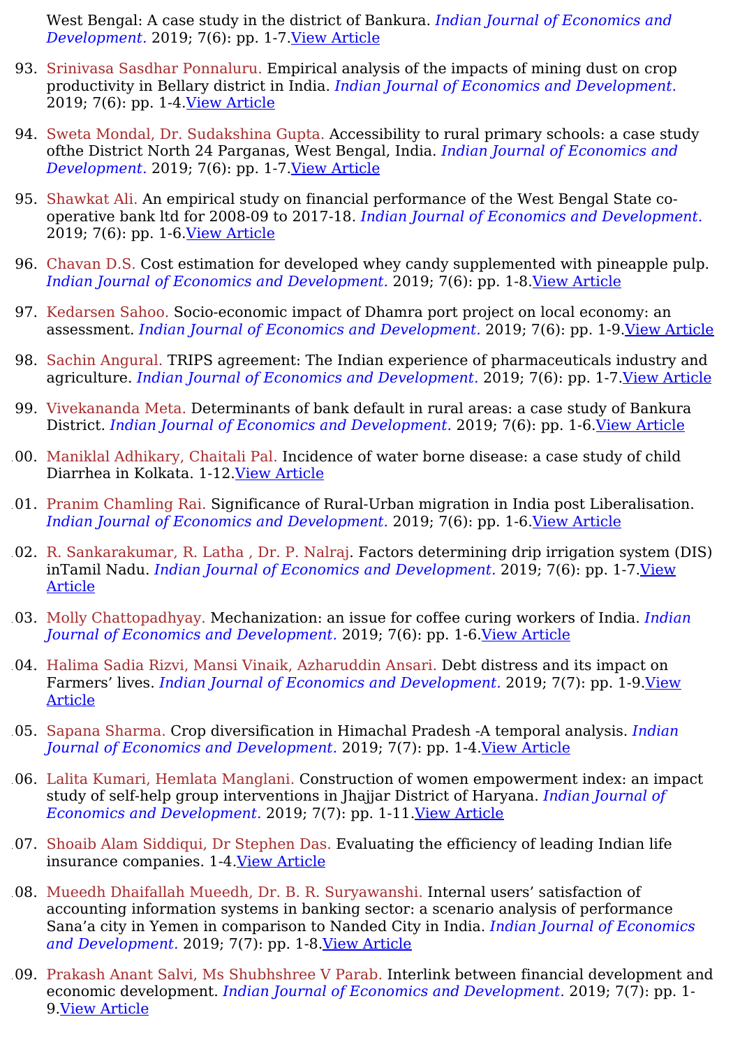West Bengal: A case study in the district of Bankura. *Indian Journal of Economics and Development.* 2019; 7(6): pp. 1-7.View Article

93. Srinivasa Sasdhar Ponnaluru. Empirical analysis of the impacts of mining dust on crop productivity in Bellary district in India. *Indian Journal of Economics and Development.* 2019; 7(6): pp. 1-4.View Article

94. Sweta Mondal, Dr. Sudakshina Gupta. Accessibility to rural primary schools: a case study ofthe District North 24 Parganas, West Bengal, India. *Indian Journal of Economics and Development.* 2019; 7(6): pp. 1-7.View Article

95. Shawkat Ali. An empirical study on financial performance of the West Bengal State co-operative bank ltd for 2008-09 to 2017-18. *Indian Journal of Economics and Development.* 2019; 7(6): pp. 1-6.View Article

96. Chavan D.S. Cost estimation for developed whey candy supplemented with pineapple pulp. *Indian Journal of Economics and Development.* 2019; 7(6): pp. 1-8.View Article

97. Kedarsen Sahoo. Socio-economic impact of Dhamra port project on local economy: an assessment. *Indian Journal of Economics and Development.* 2019; 7(6): pp. 1-9.View Article

98. Sachin Angural. TRIPS agreement: The Indian experience of pharmaceuticals industry and agriculture. *Indian Journal of Economics and Development.* 2019; 7(6): pp. 1-7.View Article

99. Vivekananda Meta. Determinants of bank default in rural areas: a case study of Bankura District. *Indian Journal of Economics and Development.* 2019; 7(6): pp. 1-6.View Article

100. Maniklal Adhikary, Chaitali Pal. Incidence of water borne disease: a case study of child Diarrhea in Kolkata. 1-12.View Article

101. Pranim Chamling Rai. Significance of Rural-Urban migration in India post Liberalisation. *Indian Journal of Economics and Development.* 2019; 7(6): pp. 1-6.View Article

102. R. Sankarakumar, R. Latha , Dr. P. Nalraj. Factors determining drip irrigation system (DIS) inTamil Nadu. *Indian Journal of Economics and Development.* 2019; 7(6): pp. 1-7.View Article

103. Molly Chattopadhyay. Mechanization: an issue for coffee curing workers of India. *Indian Journal of Economics and Development.* 2019; 7(6): pp. 1-6.View Article

104. Halima Sadia Rizvi, Mansi Vinaik, Azharuddin Ansari. Debt distress and its impact on Farmers' lives. *Indian Journal of Economics and Development.* 2019; 7(7): pp. 1-9.View Article

105. Sapana Sharma. Crop diversification in Himachal Pradesh -A temporal analysis. *Indian Journal of Economics and Development.* 2019; 7(7): pp. 1-4.View Article

106. Lalita Kumari, Hemlata Manglani. Construction of women empowerment index: an impact study of self-help group interventions in Jhajjar District of Haryana. *Indian Journal of Economics and Development.* 2019; 7(7): pp. 1-11.View Article

107. Shoaib Alam Siddiqui, Dr Stephen Das. Evaluating the efficiency of leading Indian life insurance companies. 1-4.View Article

108. Mueedh Dhaifallah Mueedh, Dr. B. R. Suryawanshi. Internal users' satisfaction of accounting information systems in banking sector: a scenario analysis of performance Sana'a city in Yemen in comparison to Nanded City in India. *Indian Journal of Economics and Development.* 2019; 7(7): pp. 1-8.View Article

109. Prakash Anant Salvi, Ms Shubhshree V Parab. Interlink between financial development and economic development. *Indian Journal of Economics and Development.* 2019; 7(7): pp. 1-9.View Article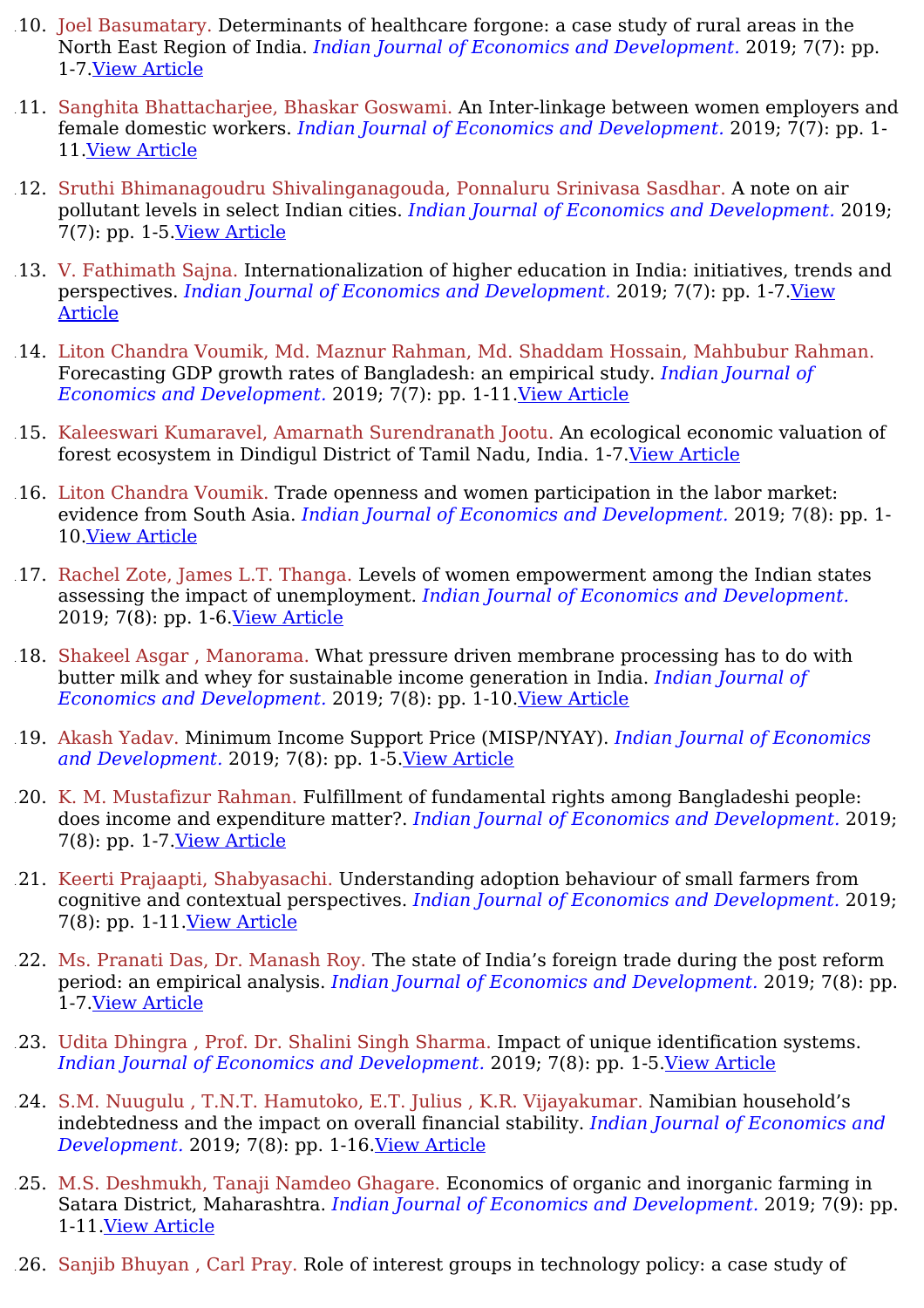10. Joel Basumatary. Determinants of healthcare forgone: a case study of rural areas in the North East Region of India. *Indian Journal of Economics and Development.* 2019; 7(7): pp. 1-7.View Article

11. Sanghita Bhattacharjee, Bhaskar Goswami. An Inter-linkage between women employers and female domestic workers. *Indian Journal of Economics and Development.* 2019; 7(7): pp. 1-11.View Article

12. Sruthi Bhimanagoudru Shivalinganagouda, Ponnaluru Srinivasa Sasdhar. A note on air pollutant levels in select Indian cities. *Indian Journal of Economics and Development.* 2019; 7(7): pp. 1-5.View Article

13. V. Fathimath Sajna. Internationalization of higher education in India: initiatives, trends and perspectives. *Indian Journal of Economics and Development.* 2019; 7(7): pp. 1-7.View Article

14. Liton Chandra Voumik, Md. Maznur Rahman, Md. Shaddam Hossain, Mahbubur Rahman. Forecasting GDP growth rates of Bangladesh: an empirical study. *Indian Journal of Economics and Development.* 2019; 7(7): pp. 1-11.View Article

15. Kaleeswari Kumaravel, Amarnath Surendranath Jootu. An ecological economic valuation of forest ecosystem in Dindigul District of Tamil Nadu, India. 1-7.View Article

16. Liton Chandra Voumik. Trade openness and women participation in the labor market: evidence from South Asia. *Indian Journal of Economics and Development.* 2019; 7(8): pp. 1-10.View Article

17. Rachel Zote, James L.T. Thanga. Levels of women empowerment among the Indian states assessing the impact of unemployment. *Indian Journal of Economics and Development.* 2019; 7(8): pp. 1-6.View Article

18. Shakeel Asgar , Manorama. What pressure driven membrane processing has to do with butter milk and whey for sustainable income generation in India. *Indian Journal of Economics and Development.* 2019; 7(8): pp. 1-10.View Article

19. Akash Yadav. Minimum Income Support Price (MISP/NYAY). *Indian Journal of Economics and Development.* 2019; 7(8): pp. 1-5.View Article

20. K. M. Mustafizur Rahman. Fulfillment of fundamental rights among Bangladeshi people: does income and expenditure matter?. *Indian Journal of Economics and Development.* 2019; 7(8): pp. 1-7.View Article

21. Keerti Prajaapti, Shabyasachi. Understanding adoption behaviour of small farmers from cognitive and contextual perspectives. *Indian Journal of Economics and Development.* 2019; 7(8): pp. 1-11.View Article

22. Ms. Pranati Das, Dr. Manash Roy. The state of India's foreign trade during the post reform period: an empirical analysis. *Indian Journal of Economics and Development.* 2019; 7(8): pp. 1-7.View Article

23. Udita Dhingra , Prof. Dr. Shalini Singh Sharma. Impact of unique identification systems. *Indian Journal of Economics and Development.* 2019; 7(8): pp. 1-5.View Article

24. S.M. Nuugulu , T.N.T. Hamutoko, E.T. Julius , K.R. Vijayakumar. Namibian household's indebtedness and the impact on overall financial stability. *Indian Journal of Economics and Development.* 2019; 7(8): pp. 1-16.View Article

25. M.S. Deshmukh, Tanaji Namdeo Ghagare. Economics of organic and inorganic farming in Satara District, Maharashtra. *Indian Journal of Economics and Development.* 2019; 7(9): pp. 1-11.View Article

26. Sanjib Bhuyan , Carl Pray. Role of interest groups in technology policy: a case study of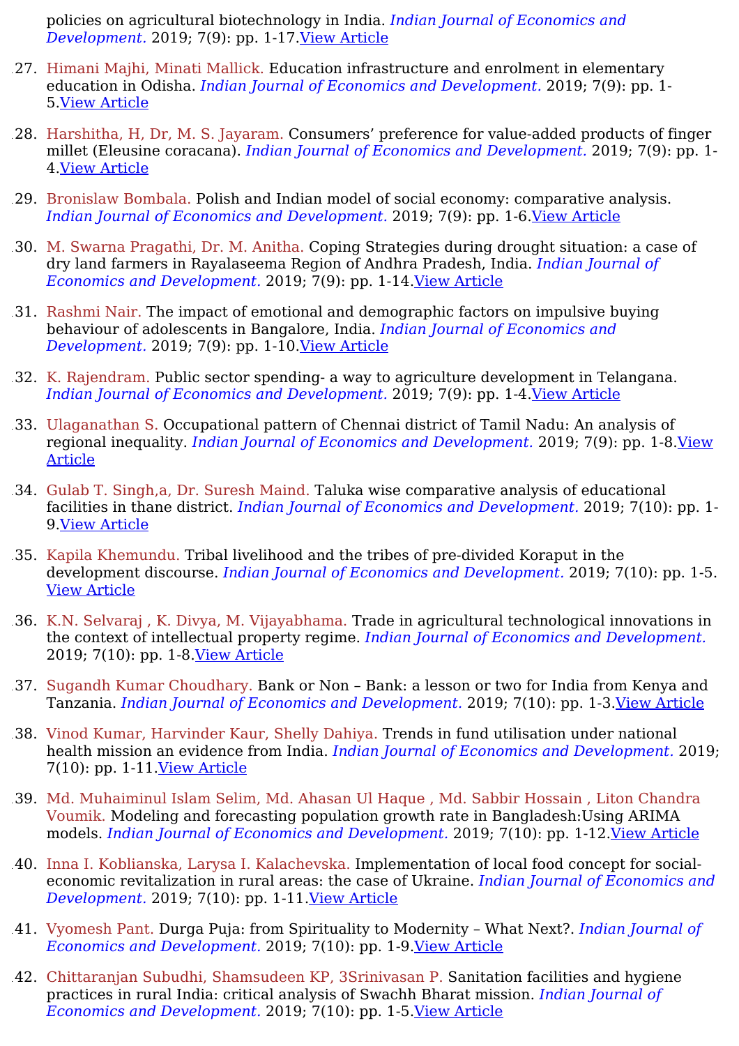policies on agricultural biotechnology in India. *Indian Journal of Economics and Development.* 2019; 7(9): pp. 1-17.[View Article]

27. Himani Majhi, Minati Mallick. Education infrastructure and enrolment in elementary education in Odisha. *Indian Journal of Economics and Development.* 2019; 7(9): pp. 1-5.[View Article]

28. Harshitha, H, Dr, M. S. Jayaram. Consumers' preference for value-added products of finger millet (Eleusine coracana). *Indian Journal of Economics and Development.* 2019; 7(9): pp. 1-4.[View Article]

29. Bronislaw Bombala. Polish and Indian model of social economy: comparative analysis. *Indian Journal of Economics and Development.* 2019; 7(9): pp. 1-6.[View Article]

30. M. Swarna Pragathi, Dr. M. Anitha. Coping Strategies during drought situation: a case of dry land farmers in Rayalaseema Region of Andhra Pradesh, India. *Indian Journal of Economics and Development.* 2019; 7(9): pp. 1-14.[View Article]

31. Rashmi Nair. The impact of emotional and demographic factors on impulsive buying behaviour of adolescents in Bangalore, India. *Indian Journal of Economics and Development.* 2019; 7(9): pp. 1-10.[View Article]

32. K. Rajendram. Public sector spending- a way to agriculture development in Telangana. *Indian Journal of Economics and Development.* 2019; 7(9): pp. 1-4.[View Article]

33. Ulaganathan S. Occupational pattern of Chennai district of Tamil Nadu: An analysis of regional inequality. *Indian Journal of Economics and Development.* 2019; 7(9): pp. 1-8.[View Article]

34. Gulab T. Singh,a, Dr. Suresh Maind. Taluka wise comparative analysis of educational facilities in thane district. *Indian Journal of Economics and Development.* 2019; 7(10): pp. 1-9.[View Article]

35. Kapila Khemundu. Tribal livelihood and the tribes of pre-divided Koraput in the development discourse. *Indian Journal of Economics and Development.* 2019; 7(10): pp. 1-5. [View Article]

36. K.N. Selvaraj , K. Divya, M. Vijayabhama. Trade in agricultural technological innovations in the context of intellectual property regime. *Indian Journal of Economics and Development.* 2019; 7(10): pp. 1-8.[View Article]

37. Sugandh Kumar Choudhary. Bank or Non – Bank: a lesson or two for India from Kenya and Tanzania. *Indian Journal of Economics and Development.* 2019; 7(10): pp. 1-3.[View Article]

38. Vinod Kumar, Harvinder Kaur, Shelly Dahiya. Trends in fund utilisation under national health mission an evidence from India. *Indian Journal of Economics and Development.* 2019; 7(10): pp. 1-11.[View Article]

39. Md. Muhaiminul Islam Selim, Md. Ahasan Ul Haque , Md. Sabbir Hossain , Liton Chandra Voumik. Modeling and forecasting population growth rate in Bangladesh:Using ARIMA models. *Indian Journal of Economics and Development.* 2019; 7(10): pp. 1-12.[View Article]

40. Inna I. Koblianska, Larysa I. Kalachevska. Implementation of local food concept for social-economic revitalization in rural areas: the case of Ukraine. *Indian Journal of Economics and Development.* 2019; 7(10): pp. 1-11.[View Article]

41. Vyomesh Pant. Durga Puja: from Spirituality to Modernity – What Next?. *Indian Journal of Economics and Development.* 2019; 7(10): pp. 1-9.[View Article]

42. Chittaranjan Subudhi, Shamsudeen KP, 3Srinivasan P. Sanitation facilities and hygiene practices in rural India: critical analysis of Swachh Bharat mission. *Indian Journal of Economics and Development.* 2019; 7(10): pp. 1-5.[View Article]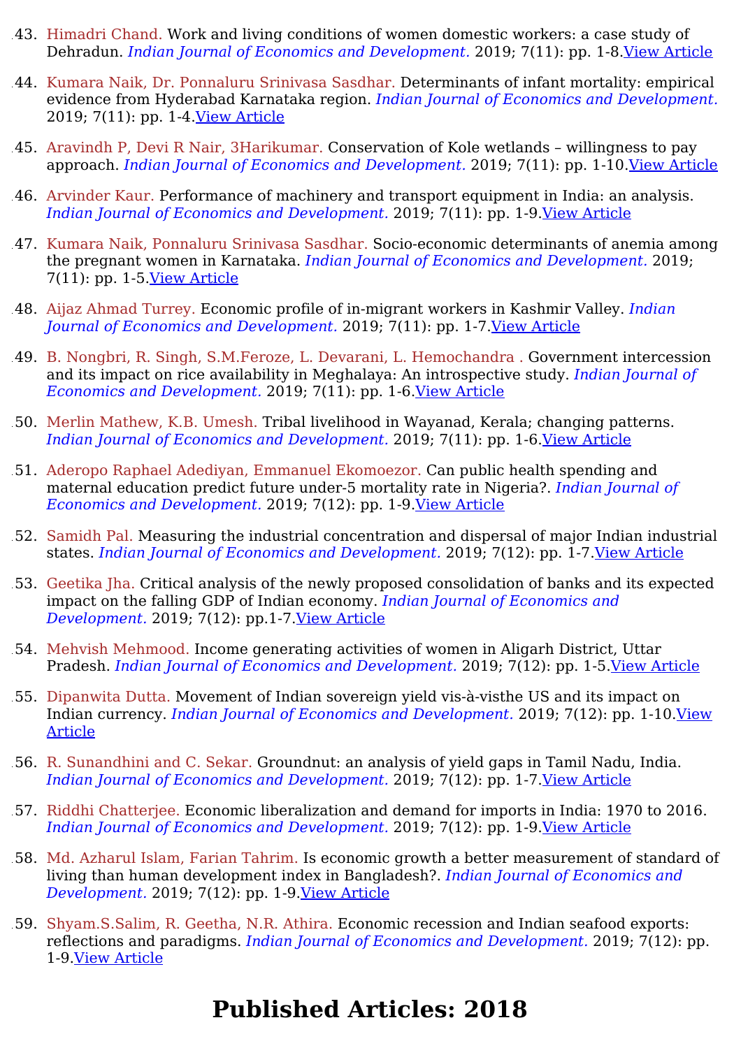43. Himadri Chand. Work and living conditions of women domestic workers: a case study of Dehradun. *Indian Journal of Economics and Development.* 2019; 7(11): pp. 1-8.View Article

44. Kumara Naik, Dr. Ponnaluru Srinivasa Sasdhar. Determinants of infant mortality: empirical evidence from Hyderabad Karnataka region. *Indian Journal of Economics and Development.* 2019; 7(11): pp. 1-4.View Article

45. Aravindh P, Devi R Nair, 3Harikumar. Conservation of Kole wetlands – willingness to pay approach. *Indian Journal of Economics and Development.* 2019; 7(11): pp. 1-10.View Article

46. Arvinder Kaur. Performance of machinery and transport equipment in India: an analysis. *Indian Journal of Economics and Development.* 2019; 7(11): pp. 1-9.View Article

47. Kumara Naik, Ponnaluru Srinivasa Sasdhar. Socio-economic determinants of anemia among the pregnant women in Karnataka. *Indian Journal of Economics and Development.* 2019; 7(11): pp. 1-5.View Article

48. Aijaz Ahmad Turrey. Economic profile of in-migrant workers in Kashmir Valley. *Indian Journal of Economics and Development.* 2019; 7(11): pp. 1-7.View Article

49. B. Nongbri, R. Singh, S.M.Feroze, L. Devarani, L. Hemochandra . Government intercession and its impact on rice availability in Meghalaya: An introspective study. *Indian Journal of Economics and Development.* 2019; 7(11): pp. 1-6.View Article

50. Merlin Mathew, K.B. Umesh. Tribal livelihood in Wayanad, Kerala; changing patterns. *Indian Journal of Economics and Development.* 2019; 7(11): pp. 1-6.View Article

51. Aderopo Raphael Adediyan, Emmanuel Ekomoezor. Can public health spending and maternal education predict future under-5 mortality rate in Nigeria?. *Indian Journal of Economics and Development.* 2019; 7(12): pp. 1-9.View Article

52. Samidh Pal. Measuring the industrial concentration and dispersal of major Indian industrial states. *Indian Journal of Economics and Development.* 2019; 7(12): pp. 1-7.View Article

53. Geetika Jha. Critical analysis of the newly proposed consolidation of banks and its expected impact on the falling GDP of Indian economy. *Indian Journal of Economics and Development.* 2019; 7(12): pp.1-7.View Article

54. Mehvish Mehmood. Income generating activities of women in Aligarh District, Uttar Pradesh. *Indian Journal of Economics and Development.* 2019; 7(12): pp. 1-5.View Article

55. Dipanwita Dutta. Movement of Indian sovereign yield vis-à-visthe US and its impact on Indian currency. *Indian Journal of Economics and Development.* 2019; 7(12): pp. 1-10.View Article

56. R. Sunandhini and C. Sekar. Groundnut: an analysis of yield gaps in Tamil Nadu, India. *Indian Journal of Economics and Development.* 2019; 7(12): pp. 1-7.View Article

57. Riddhi Chatterjee. Economic liberalization and demand for imports in India: 1970 to 2016. *Indian Journal of Economics and Development.* 2019; 7(12): pp. 1-9.View Article

58. Md. Azharul Islam, Farian Tahrim. Is economic growth a better measurement of standard of living than human development index in Bangladesh?. *Indian Journal of Economics and Development.* 2019; 7(12): pp. 1-9.View Article

59. Shyam.S.Salim, R. Geetha, N.R. Athira. Economic recession and Indian seafood exports: reflections and paradigms. *Indian Journal of Economics and Development.* 2019; 7(12): pp. 1-9.View Article

# Published Articles: 2018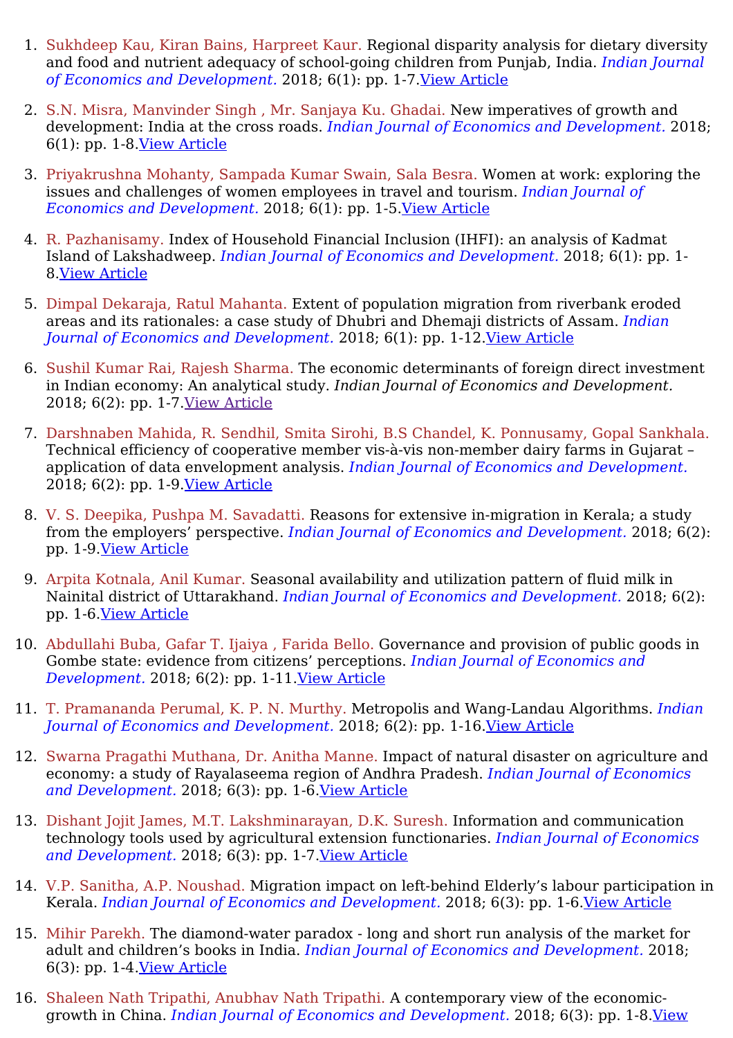1. Sukhdeep Kau, Kiran Bains, Harpreet Kaur. Regional disparity analysis for dietary diversity and food and nutrient adequacy of school-going children from Punjab, India. *Indian Journal of Economics and Development.* 2018; 6(1): pp. 1-7.View Article

2. S.N. Misra, Manvinder Singh , Mr. Sanjaya Ku. Ghadai. New imperatives of growth and development: India at the cross roads. *Indian Journal of Economics and Development.* 2018; 6(1): pp. 1-8.View Article

3. Priyakrushna Mohanty, Sampada Kumar Swain, Sala Besra. Women at work: exploring the issues and challenges of women employees in travel and tourism. *Indian Journal of Economics and Development.* 2018; 6(1): pp. 1-5.View Article

4. R. Pazhanisamy. Index of Household Financial Inclusion (IHFI): an analysis of Kadmat Island of Lakshadweep. *Indian Journal of Economics and Development.* 2018; 6(1): pp. 1-8.View Article

5. Dimpal Dekaraja, Ratul Mahanta. Extent of population migration from riverbank eroded areas and its rationales: a case study of Dhubri and Dhemaji districts of Assam. *Indian Journal of Economics and Development.* 2018; 6(1): pp. 1-12.View Article

6. Sushil Kumar Rai, Rajesh Sharma. The economic determinants of foreign direct investment in Indian economy: An analytical study. *Indian Journal of Economics and Development.* 2018; 6(2): pp. 1-7.View Article

7. Darshnaben Mahida, R. Sendhil, Smita Sirohi, B.S Chandel, K. Ponnusamy, Gopal Sankhala. Technical efficiency of cooperative member vis-à-vis non-member dairy farms in Gujarat – application of data envelopment analysis. *Indian Journal of Economics and Development.* 2018; 6(2): pp. 1-9.View Article

8. V. S. Deepika, Pushpa M. Savadatti. Reasons for extensive in-migration in Kerala; a study from the employers' perspective. *Indian Journal of Economics and Development.* 2018; 6(2): pp. 1-9.View Article

9. Arpita Kotnala, Anil Kumar. Seasonal availability and utilization pattern of fluid milk in Nainital district of Uttarakhand. *Indian Journal of Economics and Development.* 2018; 6(2): pp. 1-6.View Article

10. Abdullahi Buba, Gafar T. Ijaiya , Farida Bello. Governance and provision of public goods in Gombe state: evidence from citizens' perceptions. *Indian Journal of Economics and Development.* 2018; 6(2): pp. 1-11.View Article

11. T. Pramananda Perumal, K. P. N. Murthy. Metropolis and Wang-Landau Algorithms. *Indian Journal of Economics and Development.* 2018; 6(2): pp. 1-16.View Article

12. Swarna Pragathi Muthana, Dr. Anitha Manne. Impact of natural disaster on agriculture and economy: a study of Rayalaseema region of Andhra Pradesh. *Indian Journal of Economics and Development.* 2018; 6(3): pp. 1-6.View Article

13. Dishant Jojit James, M.T. Lakshminarayan, D.K. Suresh. Information and communication technology tools used by agricultural extension functionaries. *Indian Journal of Economics and Development.* 2018; 6(3): pp. 1-7.View Article

14. V.P. Sanitha, A.P. Noushad. Migration impact on left-behind Elderly's labour participation in Kerala. *Indian Journal of Economics and Development.* 2018; 6(3): pp. 1-6.View Article

15. Mihir Parekh. The diamond-water paradox - long and short run analysis of the market for adult and children's books in India. *Indian Journal of Economics and Development.* 2018; 6(3): pp. 1-4.View Article

16. Shaleen Nath Tripathi, Anubhav Nath Tripathi. A contemporary view of the economic-growth in China. *Indian Journal of Economics and Development.* 2018; 6(3): pp. 1-8.View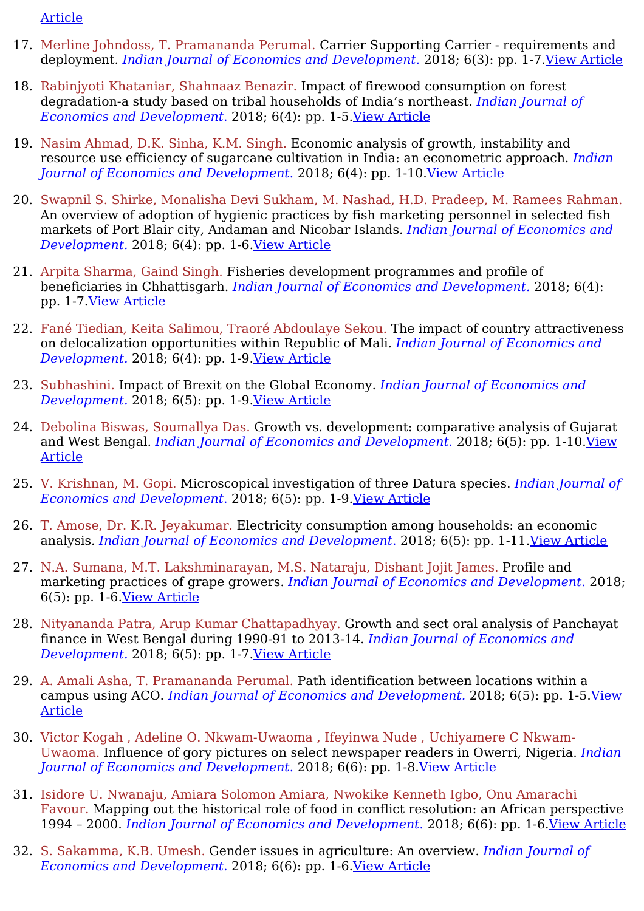Article

17. Merline Johndoss, T. Pramananda Perumal. Carrier Supporting Carrier - requirements and deployment. *Indian Journal of Economics and Development.* 2018; 6(3): pp. 1-7.View Article

18. Rabinjyoti Khataniar, Shahnaaz Benazir. Impact of firewood consumption on forest degradation-a study based on tribal households of India's northeast. *Indian Journal of Economics and Development.* 2018; 6(4): pp. 1-5.View Article

19. Nasim Ahmad, D.K. Sinha, K.M. Singh. Economic analysis of growth, instability and resource use efficiency of sugarcane cultivation in India: an econometric approach. *Indian Journal of Economics and Development.* 2018; 6(4): pp. 1-10.View Article

20. Swapnil S. Shirke, Monalisha Devi Sukham, M. Nashad, H.D. Pradeep, M. Ramees Rahman. An overview of adoption of hygienic practices by fish marketing personnel in selected fish markets of Port Blair city, Andaman and Nicobar Islands. *Indian Journal of Economics and Development.* 2018; 6(4): pp. 1-6.View Article

21. Arpita Sharma, Gaind Singh. Fisheries development programmes and profile of beneficiaries in Chhattisgarh. *Indian Journal of Economics and Development.* 2018; 6(4): pp. 1-7.View Article

22. Fané Tiedian, Keita Salimou, Traoré Abdoulaye Sekou. The impact of country attractiveness on delocalization opportunities within Republic of Mali. *Indian Journal of Economics and Development.* 2018; 6(4): pp. 1-9.View Article

23. Subhashini. Impact of Brexit on the Global Economy. *Indian Journal of Economics and Development.* 2018; 6(5): pp. 1-9.View Article

24. Debolina Biswas, Soumallya Das. Growth vs. development: comparative analysis of Gujarat and West Bengal. *Indian Journal of Economics and Development.* 2018; 6(5): pp. 1-10.View Article

25. V. Krishnan, M. Gopi. Microscopical investigation of three Datura species. *Indian Journal of Economics and Development.* 2018; 6(5): pp. 1-9.View Article

26. T. Amose, Dr. K.R. Jeyakumar. Electricity consumption among households: an economic analysis. *Indian Journal of Economics and Development.* 2018; 6(5): pp. 1-11.View Article

27. N.A. Sumana, M.T. Lakshminarayan, M.S. Nataraju, Dishant Jojit James. Profile and marketing practices of grape growers. *Indian Journal of Economics and Development.* 2018; 6(5): pp. 1-6.View Article

28. Nityananda Patra, Arup Kumar Chattapadhyay. Growth and sect oral analysis of Panchayat finance in West Bengal during 1990-91 to 2013-14. *Indian Journal of Economics and Development.* 2018; 6(5): pp. 1-7.View Article

29. A. Amali Asha, T. Pramananda Perumal. Path identification between locations within a campus using ACO. *Indian Journal of Economics and Development.* 2018; 6(5): pp. 1-5.View Article

30. Victor Kogah , Adeline O. Nkwam-Uwaoma , Ifeyinwa Nude , Uchiyamere C Nkwam-Uwaoma. Influence of gory pictures on select newspaper readers in Owerri, Nigeria. *Indian Journal of Economics and Development.* 2018; 6(6): pp. 1-8.View Article

31. Isidore U. Nwanaju, Amiara Solomon Amiara, Nwokike Kenneth Igbo, Onu Amarachi Favour. Mapping out the historical role of food in conflict resolution: an African perspective 1994 – 2000. *Indian Journal of Economics and Development.* 2018; 6(6): pp. 1-6.View Article

32. S. Sakamma, K.B. Umesh. Gender issues in agriculture: An overview. *Indian Journal of Economics and Development.* 2018; 6(6): pp. 1-6.View Article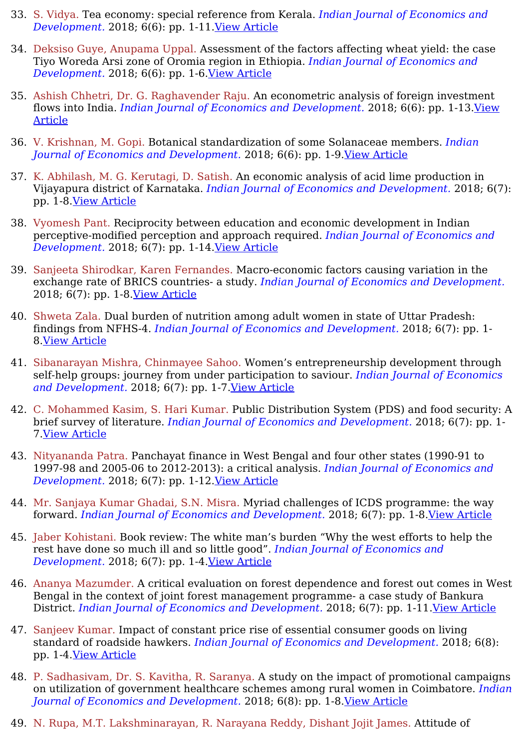33. S. Vidya. Tea economy: special reference from Kerala. *Indian Journal of Economics and Development.* 2018; 6(6): pp. 1-11.View Article

34. Deksiso Guye, Anupama Uppal. Assessment of the factors affecting wheat yield: the case Tiyo Woreda Arsi zone of Oromia region in Ethiopia. *Indian Journal of Economics and Development.* 2018; 6(6): pp. 1-6.View Article

35. Ashish Chhetri, Dr. G. Raghavender Raju. An econometric analysis of foreign investment flows into India. *Indian Journal of Economics and Development.* 2018; 6(6): pp. 1-13.View Article

36. V. Krishnan, M. Gopi. Botanical standardization of some Solanaceae members. *Indian Journal of Economics and Development.* 2018; 6(6): pp. 1-9.View Article

37. K. Abhilash, M. G. Kerutagi, D. Satish. An economic analysis of acid lime production in Vijayapura district of Karnataka. *Indian Journal of Economics and Development.* 2018; 6(7): pp. 1-8.View Article

38. Vyomesh Pant. Reciprocity between education and economic development in Indian perceptive-modified perception and approach required. *Indian Journal of Economics and Development.* 2018; 6(7): pp. 1-14.View Article

39. Sanjeeta Shirodkar, Karen Fernandes. Macro-economic factors causing variation in the exchange rate of BRICS countries- a study. *Indian Journal of Economics and Development.* 2018; 6(7): pp. 1-8.View Article

40. Shweta Zala. Dual burden of nutrition among adult women in state of Uttar Pradesh: findings from NFHS-4. *Indian Journal of Economics and Development.* 2018; 6(7): pp. 1-8.View Article

41. Sibanarayan Mishra, Chinmayee Sahoo. Women's entrepreneurship development through self-help groups: journey from under participation to saviour. *Indian Journal of Economics and Development.* 2018; 6(7): pp. 1-7.View Article

42. C. Mohammed Kasim, S. Hari Kumar. Public Distribution System (PDS) and food security: A brief survey of literature. *Indian Journal of Economics and Development.* 2018; 6(7): pp. 1-7.View Article

43. Nityananda Patra. Panchayat finance in West Bengal and four other states (1990-91 to 1997-98 and 2005-06 to 2012-2013): a critical analysis. *Indian Journal of Economics and Development.* 2018; 6(7): pp. 1-12.View Article

44. Mr. Sanjaya Kumar Ghadai, S.N. Misra. Myriad challenges of ICDS programme: the way forward. *Indian Journal of Economics and Development.* 2018; 6(7): pp. 1-8.View Article

45. Jaber Kohistani. Book review: The white man's burden "Why the west efforts to help the rest have done so much ill and so little good". *Indian Journal of Economics and Development.* 2018; 6(7): pp. 1-4.View Article

46. Ananya Mazumder. A critical evaluation on forest dependence and forest out comes in West Bengal in the context of joint forest management programme- a case study of Bankura District. *Indian Journal of Economics and Development.* 2018; 6(7): pp. 1-11.View Article

47. Sanjeev Kumar. Impact of constant price rise of essential consumer goods on living standard of roadside hawkers. *Indian Journal of Economics and Development.* 2018; 6(8): pp. 1-4.View Article

48. P. Sadhasivam, Dr. S. Kavitha, R. Saranya. A study on the impact of promotional campaigns on utilization of government healthcare schemes among rural women in Coimbatore. *Indian Journal of Economics and Development.* 2018; 6(8): pp. 1-8.View Article

49. N. Rupa, M.T. Lakshminarayan, R. Narayana Reddy, Dishant Jojit James. Attitude of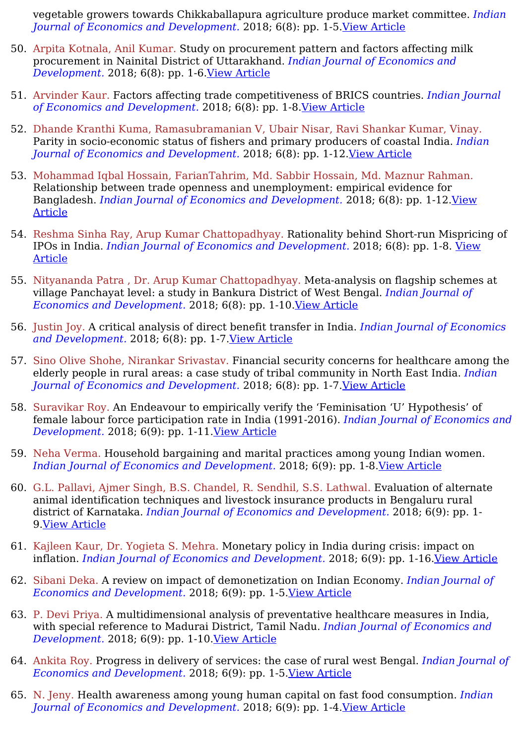vegetable growers towards Chikkaballapura agriculture produce market committee. *Indian Journal of Economics and Development.* 2018; 6(8): pp. 1-5.[View Article]

50. Arpita Kotnala, Anil Kumar. Study on procurement pattern and factors affecting milk procurement in Nainital District of Uttarakhand. *Indian Journal of Economics and Development.* 2018; 6(8): pp. 1-6.[View Article]

51. Arvinder Kaur. Factors affecting trade competitiveness of BRICS countries. *Indian Journal of Economics and Development.* 2018; 6(8): pp. 1-8.[View Article]

52. Dhande Kranthi Kuma, Ramasubramanian V, Ubair Nisar, Ravi Shankar Kumar, Vinay. Parity in socio-economic status of fishers and primary producers of coastal India. *Indian Journal of Economics and Development.* 2018; 6(8): pp. 1-12.[View Article]

53. Mohammad Iqbal Hossain, FarianTahrim, Md. Sabbir Hossain, Md. Maznur Rahman. Relationship between trade openness and unemployment: empirical evidence for Bangladesh. *Indian Journal of Economics and Development.* 2018; 6(8): pp. 1-12.[View Article]

54. Reshma Sinha Ray, Arup Kumar Chattopadhyay. Rationality behind Short-run Mispricing of IPOs in India. *Indian Journal of Economics and Development.* 2018; 6(8): pp. 1-8. [View Article]

55. Nityananda Patra , Dr. Arup Kumar Chattopadhyay. Meta-analysis on flagship schemes at village Panchayat level: a study in Bankura District of West Bengal. *Indian Journal of Economics and Development.* 2018; 6(8): pp. 1-10.[View Article]

56. Justin Joy. A critical analysis of direct benefit transfer in India. *Indian Journal of Economics and Development.* 2018; 6(8): pp. 1-7.[View Article]

57. Sino Olive Shohe, Nirankar Srivastav. Financial security concerns for healthcare among the elderly people in rural areas: a case study of tribal community in North East India. *Indian Journal of Economics and Development.* 2018; 6(8): pp. 1-7.[View Article]

58. Suravikar Roy. An Endeavour to empirically verify the 'Feminisation 'U' Hypothesis' of female labour force participation rate in India (1991-2016). *Indian Journal of Economics and Development.* 2018; 6(9): pp. 1-11.[View Article]

59. Neha Verma. Household bargaining and marital practices among young Indian women. *Indian Journal of Economics and Development.* 2018; 6(9): pp. 1-8.[View Article]

60. G.L. Pallavi, Ajmer Singh, B.S. Chandel, R. Sendhil, S.S. Lathwal. Evaluation of alternate animal identification techniques and livestock insurance products in Bengaluru rural district of Karnataka. *Indian Journal of Economics and Development.* 2018; 6(9): pp. 1-9.[View Article]

61. Kajleen Kaur, Dr. Yogieta S. Mehra. Monetary policy in India during crisis: impact on inflation. *Indian Journal of Economics and Development.* 2018; 6(9): pp. 1-16.[View Article]

62. Sibani Deka. A review on impact of demonetization on Indian Economy. *Indian Journal of Economics and Development.* 2018; 6(9): pp. 1-5.[View Article]

63. P. Devi Priya. A multidimensional analysis of preventative healthcare measures in India, with special reference to Madurai District, Tamil Nadu. *Indian Journal of Economics and Development.* 2018; 6(9): pp. 1-10.[View Article]

64. Ankita Roy. Progress in delivery of services: the case of rural west Bengal. *Indian Journal of Economics and Development.* 2018; 6(9): pp. 1-5.[View Article]

65. N. Jeny. Health awareness among young human capital on fast food consumption. *Indian Journal of Economics and Development.* 2018; 6(9): pp. 1-4.[View Article]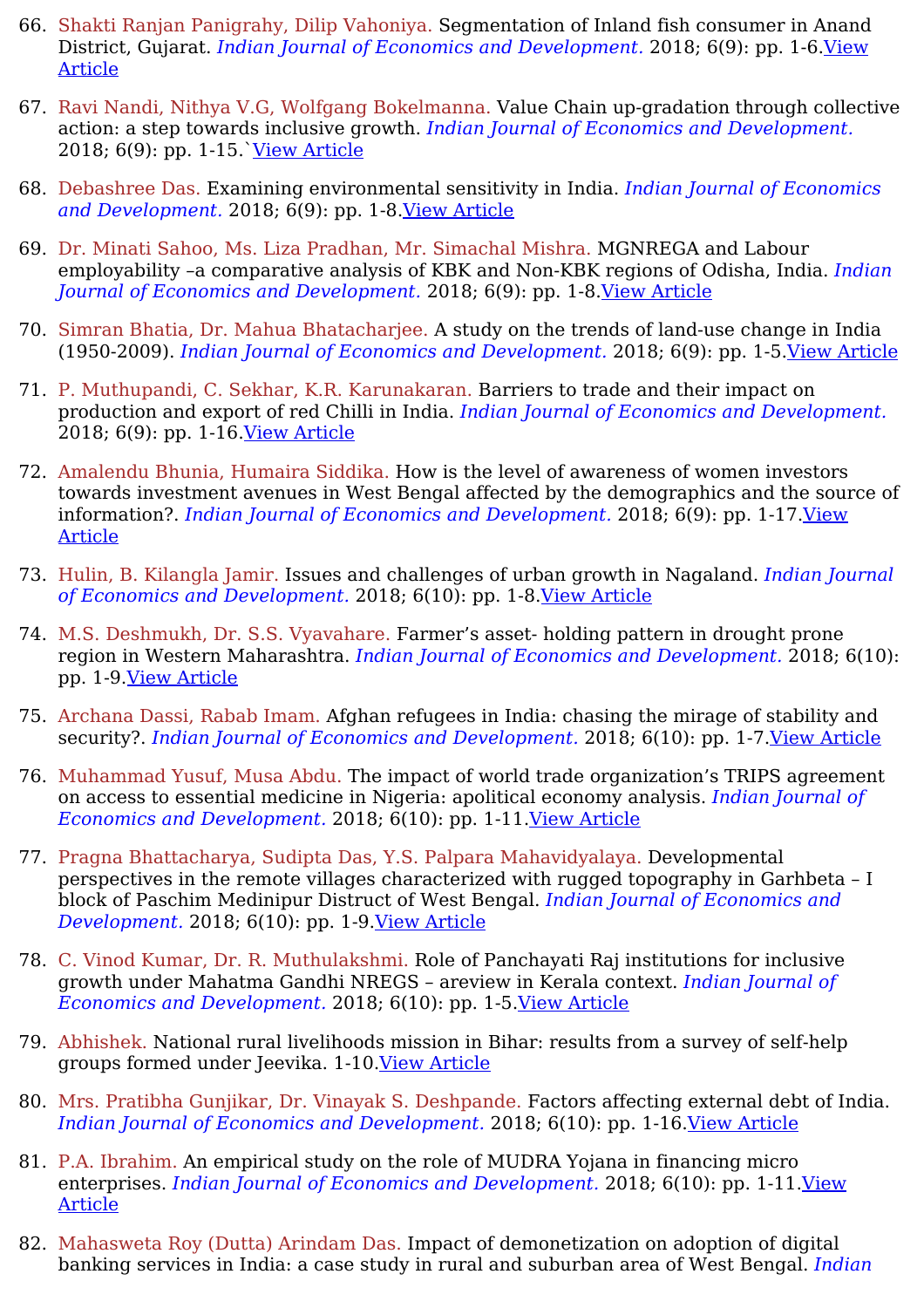66. Shakti Ranjan Panigrahy, Dilip Vahoniya. Segmentation of Inland fish consumer in Anand District, Gujarat. *Indian Journal of Economics and Development.* 2018; 6(9): pp. 1-6.View Article

67. Ravi Nandi, Nithya V.G, Wolfgang Bokelmanna. Value Chain up-gradation through collective action: a step towards inclusive growth. *Indian Journal of Economics and Development.* 2018; 6(9): pp. 1-15.`View Article

68. Debashree Das. Examining environmental sensitivity in India. *Indian Journal of Economics and Development.* 2018; 6(9): pp. 1-8.View Article

69. Dr. Minati Sahoo, Ms. Liza Pradhan, Mr. Simachal Mishra. MGNREGA and Labour employability –a comparative analysis of KBK and Non-KBK regions of Odisha, India. *Indian Journal of Economics and Development.* 2018; 6(9): pp. 1-8.View Article

70. Simran Bhatia, Dr. Mahua Bhatacharjee. A study on the trends of land-use change in India (1950-2009). *Indian Journal of Economics and Development.* 2018; 6(9): pp. 1-5.View Article

71. P. Muthupandi, C. Sekhar, K.R. Karunakaran. Barriers to trade and their impact on production and export of red Chilli in India. *Indian Journal of Economics and Development.* 2018; 6(9): pp. 1-16.View Article

72. Amalendu Bhunia, Humaira Siddika. How is the level of awareness of women investors towards investment avenues in West Bengal affected by the demographics and the source of information?. *Indian Journal of Economics and Development.* 2018; 6(9): pp. 1-17.View Article

73. Hulin, B. Kilangla Jamir. Issues and challenges of urban growth in Nagaland. *Indian Journal of Economics and Development.* 2018; 6(10): pp. 1-8.View Article

74. M.S. Deshmukh, Dr. S.S. Vyavahare. Farmer's asset- holding pattern in drought prone region in Western Maharashtra. *Indian Journal of Economics and Development.* 2018; 6(10): pp. 1-9.View Article

75. Archana Dassi, Rabab Imam. Afghan refugees in India: chasing the mirage of stability and security?. *Indian Journal of Economics and Development.* 2018; 6(10): pp. 1-7.View Article

76. Muhammad Yusuf, Musa Abdu. The impact of world trade organization's TRIPS agreement on access to essential medicine in Nigeria: apolitical economy analysis. *Indian Journal of Economics and Development.* 2018; 6(10): pp. 1-11.View Article

77. Pragna Bhattacharya, Sudipta Das, Y.S. Palpara Mahavidyalaya. Developmental perspectives in the remote villages characterized with rugged topography in Garhbeta – I block of Paschim Medinipur Distruct of West Bengal. *Indian Journal of Economics and Development.* 2018; 6(10): pp. 1-9.View Article

78. C. Vinod Kumar, Dr. R. Muthulakshmi. Role of Panchayati Raj institutions for inclusive growth under Mahatma Gandhi NREGS – areview in Kerala context. *Indian Journal of Economics and Development.* 2018; 6(10): pp. 1-5.View Article

79. Abhishek. National rural livelihoods mission in Bihar: results from a survey of self-help groups formed under Jeevika. 1-10.View Article

80. Mrs. Pratibha Gunjikar, Dr. Vinayak S. Deshpande. Factors affecting external debt of India. *Indian Journal of Economics and Development.* 2018; 6(10): pp. 1-16.View Article

81. P.A. Ibrahim. An empirical study on the role of MUDRA Yojana in financing micro enterprises. *Indian Journal of Economics and Development.* 2018; 6(10): pp. 1-11.View Article

82. Mahasweta Roy (Dutta) Arindam Das. Impact of demonetization on adoption of digital banking services in India: a case study in rural and suburban area of West Bengal. *Indian*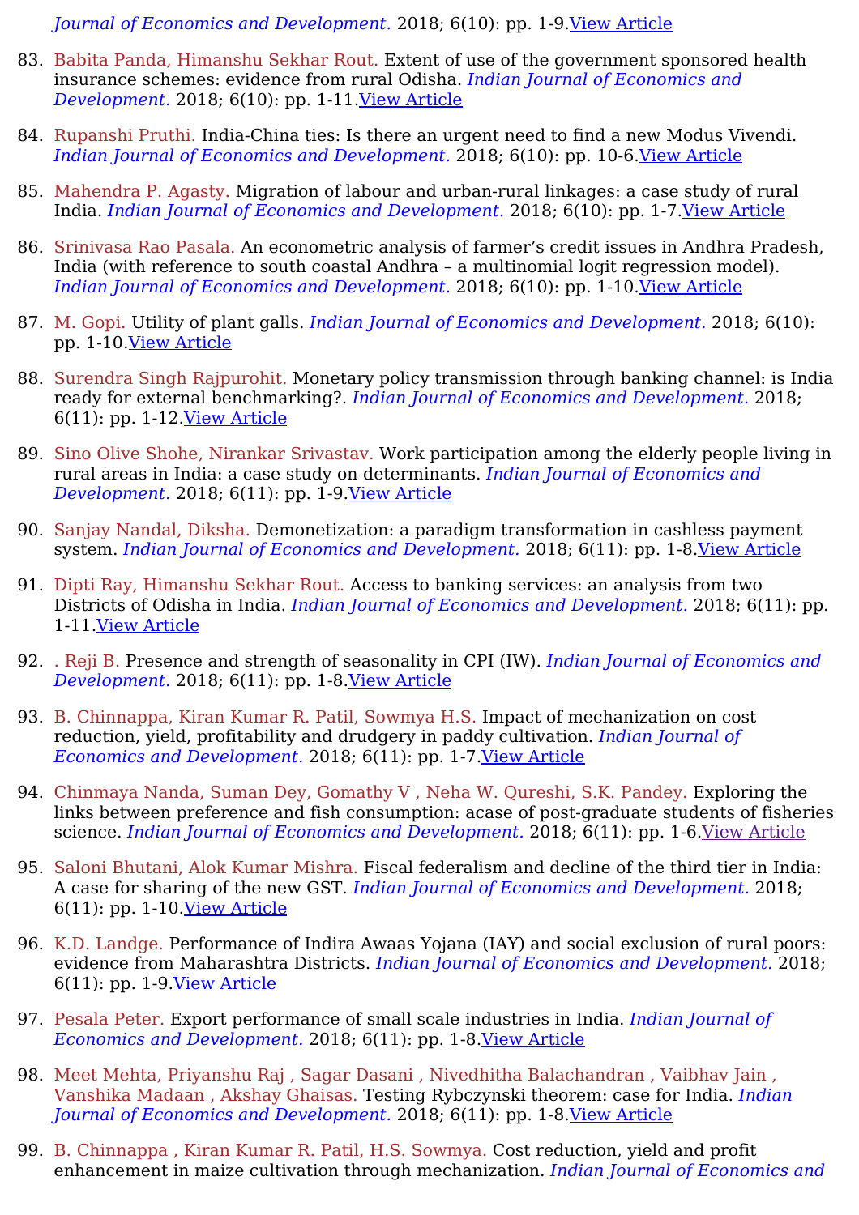*Journal of Economics and Development.* 2018; 6(10): pp. 1-9.View Article

83. Babita Panda, Himanshu Sekhar Rout. Extent of use of the government sponsored health insurance schemes: evidence from rural Odisha. *Indian Journal of Economics and Development.* 2018; 6(10): pp. 1-11.View Article

84. Rupanshi Pruthi. India-China ties: Is there an urgent need to find a new Modus Vivendi. *Indian Journal of Economics and Development.* 2018; 6(10): pp. 10-6.View Article

85. Mahendra P. Agasty. Migration of labour and urban-rural linkages: a case study of rural India. *Indian Journal of Economics and Development.* 2018; 6(10): pp. 1-7.View Article

86. Srinivasa Rao Pasala. An econometric analysis of farmer's credit issues in Andhra Pradesh, India (with reference to south coastal Andhra – a multinomial logit regression model). *Indian Journal of Economics and Development.* 2018; 6(10): pp. 1-10.View Article

87. M. Gopi. Utility of plant galls. *Indian Journal of Economics and Development.* 2018; 6(10): pp. 1-10.View Article

88. Surendra Singh Rajpurohit. Monetary policy transmission through banking channel: is India ready for external benchmarking?. *Indian Journal of Economics and Development.* 2018; 6(11): pp. 1-12.View Article

89. Sino Olive Shohe, Nirankar Srivastav. Work participation among the elderly people living in rural areas in India: a case study on determinants. *Indian Journal of Economics and Development.* 2018; 6(11): pp. 1-9.View Article

90. Sanjay Nandal, Diksha. Demonetization: a paradigm transformation in cashless payment system. *Indian Journal of Economics and Development.* 2018; 6(11): pp. 1-8.View Article

91. Dipti Ray, Himanshu Sekhar Rout. Access to banking services: an analysis from two Districts of Odisha in India. *Indian Journal of Economics and Development.* 2018; 6(11): pp. 1-11.View Article

92. . Reji B. Presence and strength of seasonality in CPI (IW). *Indian Journal of Economics and Development.* 2018; 6(11): pp. 1-8.View Article

93. B. Chinnappa, Kiran Kumar R. Patil, Sowmya H.S. Impact of mechanization on cost reduction, yield, profitability and drudgery in paddy cultivation. *Indian Journal of Economics and Development.* 2018; 6(11): pp. 1-7.View Article

94. Chinmaya Nanda, Suman Dey, Gomathy V , Neha W. Qureshi, S.K. Pandey. Exploring the links between preference and fish consumption: acase of post-graduate students of fisheries science. *Indian Journal of Economics and Development.* 2018; 6(11): pp. 1-6.View Article

95. Saloni Bhutani, Alok Kumar Mishra. Fiscal federalism and decline of the third tier in India: A case for sharing of the new GST. *Indian Journal of Economics and Development.* 2018; 6(11): pp. 1-10.View Article

96. K.D. Landge. Performance of Indira Awaas Yojana (IAY) and social exclusion of rural poors: evidence from Maharashtra Districts. *Indian Journal of Economics and Development.* 2018; 6(11): pp. 1-9.View Article

97. Pesala Peter. Export performance of small scale industries in India. *Indian Journal of Economics and Development.* 2018; 6(11): pp. 1-8.View Article

98. Meet Mehta, Priyanshu Raj , Sagar Dasani , Nivedhitha Balachandran , Vaibhav Jain , Vanshika Madaan , Akshay Ghaisas. Testing Rybczynski theorem: case for India. *Indian Journal of Economics and Development.* 2018; 6(11): pp. 1-8.View Article

99. B. Chinnappa , Kiran Kumar R. Patil, H.S. Sowmya. Cost reduction, yield and profit enhancement in maize cultivation through mechanization. *Indian Journal of Economics and*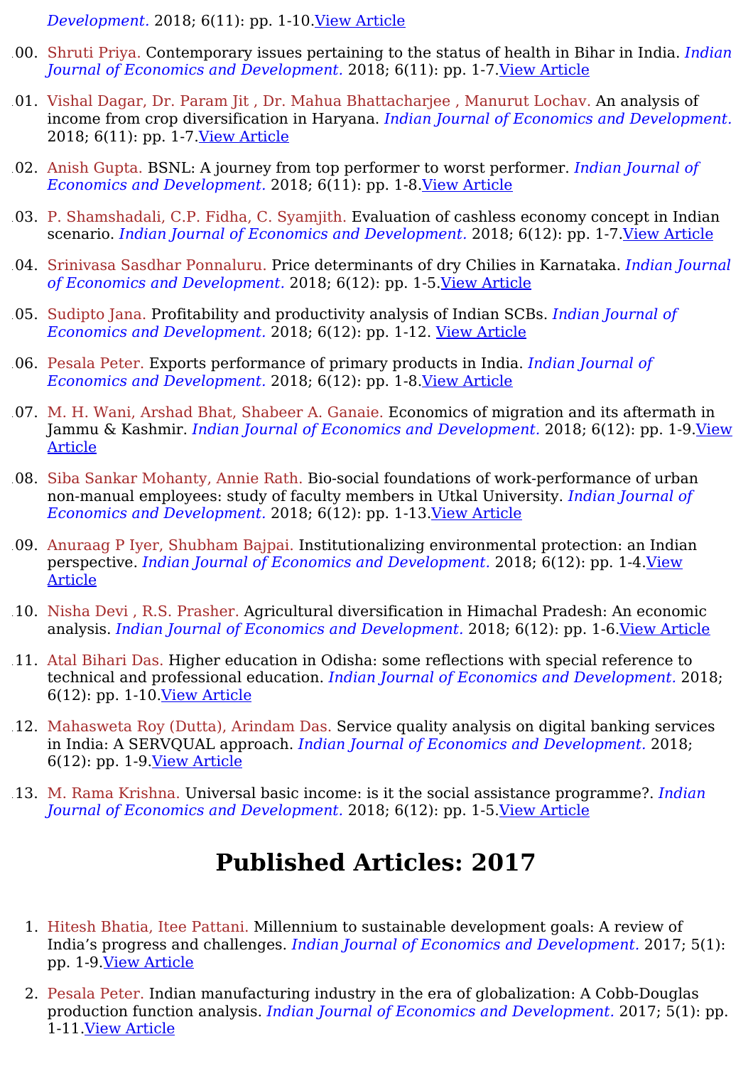*Development.* 2018; 6(11): pp. 1-10.View Article

100. Shruti Priya. Contemporary issues pertaining to the status of health in Bihar in India. *Indian Journal of Economics and Development.* 2018; 6(11): pp. 1-7.View Article

101. Vishal Dagar, Dr. Param Jit , Dr. Mahua Bhattacharjee , Manurut Lochav. An analysis of income from crop diversification in Haryana. *Indian Journal of Economics and Development.* 2018; 6(11): pp. 1-7.View Article

102. Anish Gupta. BSNL: A journey from top performer to worst performer. *Indian Journal of Economics and Development.* 2018; 6(11): pp. 1-8.View Article

103. P. Shamshadali, C.P. Fidha, C. Syamjith. Evaluation of cashless economy concept in Indian scenario. *Indian Journal of Economics and Development.* 2018; 6(12): pp. 1-7.View Article

104. Srinivasa Sasdhar Ponnaluru. Price determinants of dry Chilies in Karnataka. *Indian Journal of Economics and Development.* 2018; 6(12): pp. 1-5.View Article

105. Sudipto Jana. Profitability and productivity analysis of Indian SCBs. *Indian Journal of Economics and Development.* 2018; 6(12): pp. 1-12. View Article

106. Pesala Peter. Exports performance of primary products in India. *Indian Journal of Economics and Development.* 2018; 6(12): pp. 1-8.View Article

107. M. H. Wani, Arshad Bhat, Shabeer A. Ganaie. Economics of migration and its aftermath in Jammu & Kashmir. *Indian Journal of Economics and Development.* 2018; 6(12): pp. 1-9.View Article

108. Siba Sankar Mohanty, Annie Rath. Bio-social foundations of work-performance of urban non-manual employees: study of faculty members in Utkal University. *Indian Journal of Economics and Development.* 2018; 6(12): pp. 1-13.View Article

109. Anuraag P Iyer, Shubham Bajpai. Institutionalizing environmental protection: an Indian perspective. *Indian Journal of Economics and Development.* 2018; 6(12): pp. 1-4.View Article

110. Nisha Devi , R.S. Prasher. Agricultural diversification in Himachal Pradesh: An economic analysis. *Indian Journal of Economics and Development.* 2018; 6(12): pp. 1-6.View Article

111. Atal Bihari Das. Higher education in Odisha: some reflections with special reference to technical and professional education. *Indian Journal of Economics and Development.* 2018; 6(12): pp. 1-10.View Article

112. Mahasweta Roy (Dutta), Arindam Das. Service quality analysis on digital banking services in India: A SERVQUAL approach. *Indian Journal of Economics and Development.* 2018; 6(12): pp. 1-9.View Article

113. M. Rama Krishna. Universal basic income: is it the social assistance programme?. *Indian Journal of Economics and Development.* 2018; 6(12): pp. 1-5.View Article

## Published Articles: 2017

1. Hitesh Bhatia, Itee Pattani. Millennium to sustainable development goals: A review of India's progress and challenges. *Indian Journal of Economics and Development.* 2017; 5(1): pp. 1-9.View Article

2. Pesala Peter. Indian manufacturing industry in the era of globalization: A Cobb-Douglas production function analysis. *Indian Journal of Economics and Development.* 2017; 5(1): pp. 1-11.View Article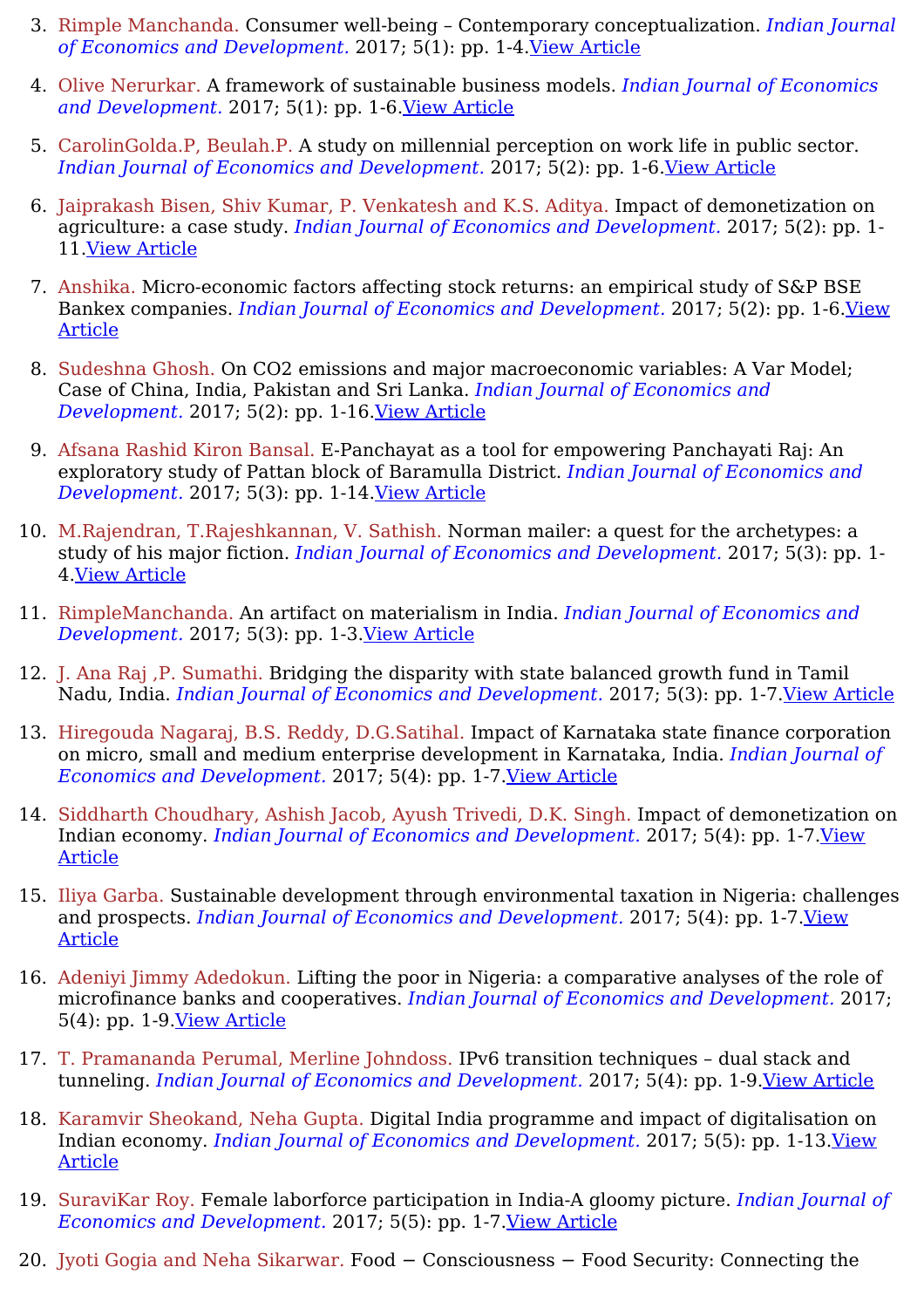3. Rimple Manchanda. Consumer well-being – Contemporary conceptualization. *Indian Journal of Economics and Development.* 2017; 5(1): pp. 1-4.View Article

4. Olive Nerurkar. A framework of sustainable business models. *Indian Journal of Economics and Development.* 2017; 5(1): pp. 1-6.View Article

5. CarolinGolda.P, Beulah.P. A study on millennial perception on work life in public sector. *Indian Journal of Economics and Development.* 2017; 5(2): pp. 1-6.View Article

6. Jaiprakash Bisen, Shiv Kumar, P. Venkatesh and K.S. Aditya. Impact of demonetization on agriculture: a case study. *Indian Journal of Economics and Development.* 2017; 5(2): pp. 1-11.View Article

7. Anshika. Micro-economic factors affecting stock returns: an empirical study of S&P BSE Bankex companies. *Indian Journal of Economics and Development.* 2017; 5(2): pp. 1-6.View Article

8. Sudeshna Ghosh. On CO2 emissions and major macroeconomic variables: A Var Model; Case of China, India, Pakistan and Sri Lanka. *Indian Journal of Economics and Development.* 2017; 5(2): pp. 1-16.View Article

9. Afsana Rashid Kiron Bansal. E-Panchayat as a tool for empowering Panchayati Raj: An exploratory study of Pattan block of Baramulla District. *Indian Journal of Economics and Development.* 2017; 5(3): pp. 1-14.View Article

10. M.Rajendran, T.Rajeshkannan, V. Sathish. Norman mailer: a quest for the archetypes: a study of his major fiction. *Indian Journal of Economics and Development.* 2017; 5(3): pp. 1-4.View Article

11. RimpleManchanda. An artifact on materialism in India. *Indian Journal of Economics and Development.* 2017; 5(3): pp. 1-3.View Article

12. J. Ana Raj ,P. Sumathi. Bridging the disparity with state balanced growth fund in Tamil Nadu, India. *Indian Journal of Economics and Development.* 2017; 5(3): pp. 1-7.View Article

13. Hiregouda Nagaraj, B.S. Reddy, D.G.Satihal. Impact of Karnataka state finance corporation on micro, small and medium enterprise development in Karnataka, India. *Indian Journal of Economics and Development.* 2017; 5(4): pp. 1-7.View Article

14. Siddharth Choudhary, Ashish Jacob, Ayush Trivedi, D.K. Singh. Impact of demonetization on Indian economy. *Indian Journal of Economics and Development.* 2017; 5(4): pp. 1-7.View Article

15. Iliya Garba. Sustainable development through environmental taxation in Nigeria: challenges and prospects. *Indian Journal of Economics and Development.* 2017; 5(4): pp. 1-7.View Article

16. Adeniyi Jimmy Adedokun. Lifting the poor in Nigeria: a comparative analyses of the role of microfinance banks and cooperatives. *Indian Journal of Economics and Development.* 2017; 5(4): pp. 1-9.View Article

17. T. Pramananda Perumal, Merline Johndoss. IPv6 transition techniques – dual stack and tunneling. *Indian Journal of Economics and Development.* 2017; 5(4): pp. 1-9.View Article

18. Karamvir Sheokand, Neha Gupta. Digital India programme and impact of digitalisation on Indian economy. *Indian Journal of Economics and Development.* 2017; 5(5): pp. 1-13.View Article

19. SuraviKar Roy. Female laborforce participation in India-A gloomy picture. *Indian Journal of Economics and Development.* 2017; 5(5): pp. 1-7.View Article

20. Jyoti Gogia and Neha Sikarwar. Food − Consciousness − Food Security: Connecting the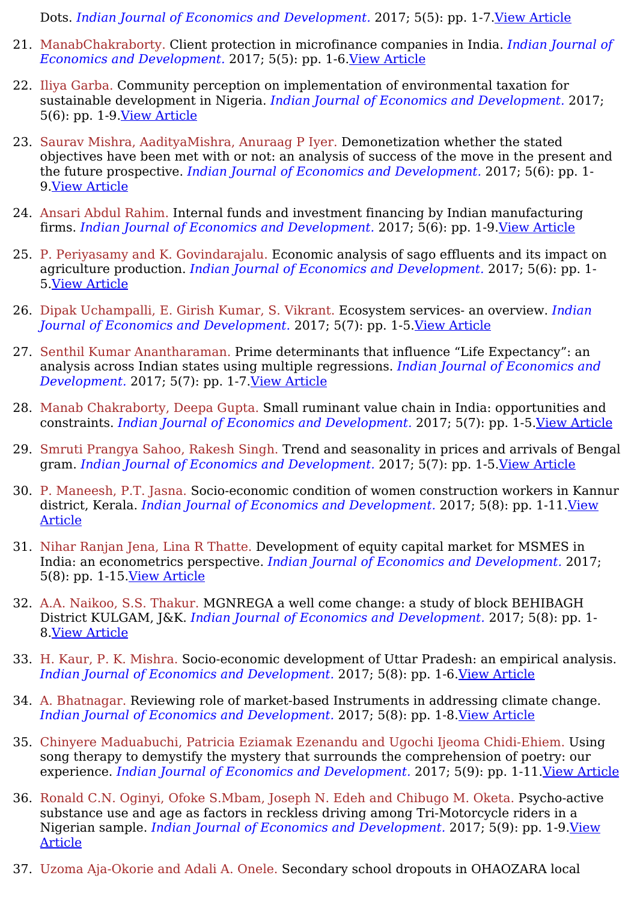Dots. *Indian Journal of Economics and Development.* 2017; 5(5): pp. 1-7.View Article

21. ManabChakraborty. Client protection in microfinance companies in India. *Indian Journal of Economics and Development.* 2017; 5(5): pp. 1-6.View Article
22. Iliya Garba. Community perception on implementation of environmental taxation for sustainable development in Nigeria. *Indian Journal of Economics and Development.* 2017; 5(6): pp. 1-9.View Article
23. Saurav Mishra, AadityaMishra, Anuraag P Iyer. Demonetization whether the stated objectives have been met with or not: an analysis of success of the move in the present and the future prospective. *Indian Journal of Economics and Development.* 2017; 5(6): pp. 1-9.View Article
24. Ansari Abdul Rahim. Internal funds and investment financing by Indian manufacturing firms. *Indian Journal of Economics and Development.* 2017; 5(6): pp. 1-9.View Article
25. P. Periyasamy and K. Govindarajalu. Economic analysis of sago effluents and its impact on agriculture production. *Indian Journal of Economics and Development.* 2017; 5(6): pp. 1-5.View Article
26. Dipak Uchampalli, E. Girish Kumar, S. Vikrant. Ecosystem services- an overview. *Indian Journal of Economics and Development.* 2017; 5(7): pp. 1-5.View Article
27. Senthil Kumar Anantharaman. Prime determinants that influence “Life Expectancy”: an analysis across Indian states using multiple regressions. *Indian Journal of Economics and Development.* 2017; 5(7): pp. 1-7.View Article
28. Manab Chakraborty, Deepa Gupta. Small ruminant value chain in India: opportunities and constraints. *Indian Journal of Economics and Development.* 2017; 5(7): pp. 1-5.View Article
29. Smruti Prangya Sahoo, Rakesh Singh. Trend and seasonality in prices and arrivals of Bengal gram. *Indian Journal of Economics and Development.* 2017; 5(7): pp. 1-5.View Article
30. P. Maneesh, P.T. Jasna. Socio-economic condition of women construction workers in Kannur district, Kerala. *Indian Journal of Economics and Development.* 2017; 5(8): pp. 1-11.View Article
31. Nihar Ranjan Jena, Lina R Thatte. Development of equity capital market for MSMES in India: an econometrics perspective. *Indian Journal of Economics and Development.* 2017; 5(8): pp. 1-15.View Article
32. A.A. Naikoo, S.S. Thakur. MGNREGA a well come change: a study of block BEHIBAGH District KULGAM, J&K. *Indian Journal of Economics and Development.* 2017; 5(8): pp. 1-8.View Article
33. H. Kaur, P. K. Mishra. Socio-economic development of Uttar Pradesh: an empirical analysis. *Indian Journal of Economics and Development.* 2017; 5(8): pp. 1-6.View Article
34. A. Bhatnagar. Reviewing role of market-based Instruments in addressing climate change. *Indian Journal of Economics and Development.* 2017; 5(8): pp. 1-8.View Article
35. Chinyere Maduabuchi, Patricia Eziamak Ezenandu and Ugochi Ijeoma Chidi-Ehiem. Using song therapy to demystify the mystery that surrounds the comprehension of poetry: our experience. *Indian Journal of Economics and Development.* 2017; 5(9): pp. 1-11.View Article
36. Ronald C.N. Oginyi, Ofoke S.Mbam, Joseph N. Edeh and Chibugo M. Oketa. Psycho-active substance use and age as factors in reckless driving among Tri-Motorcycle riders in a Nigerian sample. *Indian Journal of Economics and Development.* 2017; 5(9): pp. 1-9.View Article
37. Uzoma Aja-Okorie and Adali A. Onele. Secondary school dropouts in OHAOZARA local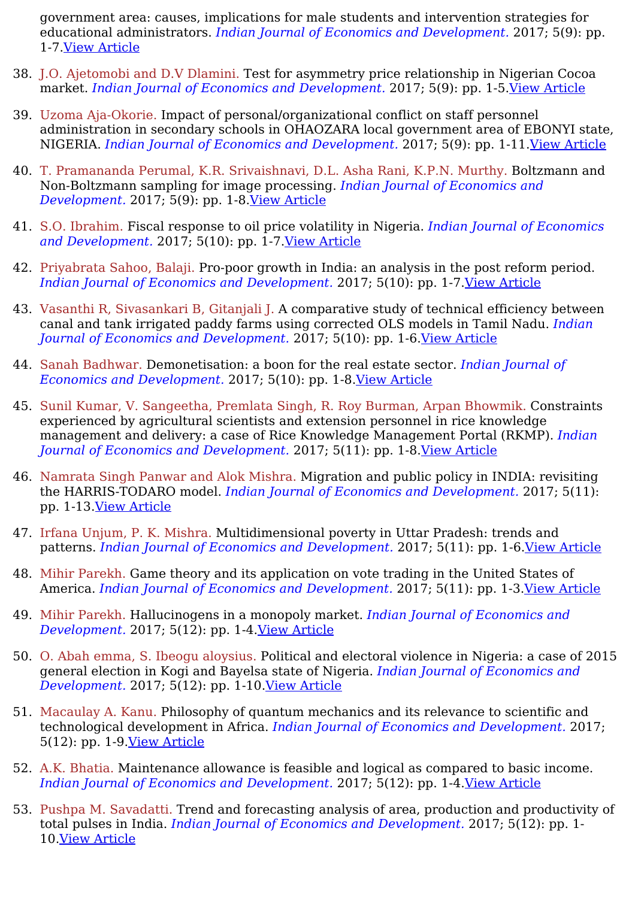government area: causes, implications for male students and intervention strategies for educational administrators. *Indian Journal of Economics and Development.* 2017; 5(9): pp. 1-7.View Article

38. J.O. Ajetomobi and D.V Dlamini. Test for asymmetry price relationship in Nigerian Cocoa market. *Indian Journal of Economics and Development.* 2017; 5(9): pp. 1-5.View Article
39. Uzoma Aja-Okorie. Impact of personal/organizational conflict on staff personnel administration in secondary schools in OHAOZARA local government area of EBONYI state, NIGERIA. *Indian Journal of Economics and Development.* 2017; 5(9): pp. 1-11.View Article
40. T. Pramananda Perumal, K.R. Srivaishnavi, D.L. Asha Rani, K.P.N. Murthy. Boltzmann and Non-Boltzmann sampling for image processing. *Indian Journal of Economics and Development.* 2017; 5(9): pp. 1-8.View Article
41. S.O. Ibrahim. Fiscal response to oil price volatility in Nigeria. *Indian Journal of Economics and Development.* 2017; 5(10): pp. 1-7.View Article
42. Priyabrata Sahoo, Balaji. Pro-poor growth in India: an analysis in the post reform period. *Indian Journal of Economics and Development.* 2017; 5(10): pp. 1-7.View Article
43. Vasanthi R, Sivasankari B, Gitanjali J. A comparative study of technical efficiency between canal and tank irrigated paddy farms using corrected OLS models in Tamil Nadu. *Indian Journal of Economics and Development.* 2017; 5(10): pp. 1-6.View Article
44. Sanah Badhwar. Demonetisation: a boon for the real estate sector. *Indian Journal of Economics and Development.* 2017; 5(10): pp. 1-8.View Article
45. Sunil Kumar, V. Sangeetha, Premlata Singh, R. Roy Burman, Arpan Bhowmik. Constraints experienced by agricultural scientists and extension personnel in rice knowledge management and delivery: a case of Rice Knowledge Management Portal (RKMP). *Indian Journal of Economics and Development.* 2017; 5(11): pp. 1-8.View Article
46. Namrata Singh Panwar and Alok Mishra. Migration and public policy in INDIA: revisiting the HARRIS-TODARO model. *Indian Journal of Economics and Development.* 2017; 5(11): pp. 1-13.View Article
47. Irfana Unjum, P. K. Mishra. Multidimensional poverty in Uttar Pradesh: trends and patterns. *Indian Journal of Economics and Development.* 2017; 5(11): pp. 1-6.View Article
48. Mihir Parekh. Game theory and its application on vote trading in the United States of America. *Indian Journal of Economics and Development.* 2017; 5(11): pp. 1-3.View Article
49. Mihir Parekh. Hallucinogens in a monopoly market. *Indian Journal of Economics and Development.* 2017; 5(12): pp. 1-4.View Article
50. O. Abah emma, S. Ibeogu aloysius. Political and electoral violence in Nigeria: a case of 2015 general election in Kogi and Bayelsa state of Nigeria. *Indian Journal of Economics and Development.* 2017; 5(12): pp. 1-10.View Article
51. Macaulay A. Kanu. Philosophy of quantum mechanics and its relevance to scientific and technological development in Africa. *Indian Journal of Economics and Development.* 2017; 5(12): pp. 1-9.View Article
52. A.K. Bhatia. Maintenance allowance is feasible and logical as compared to basic income. *Indian Journal of Economics and Development.* 2017; 5(12): pp. 1-4.View Article
53. Pushpa M. Savadatti. Trend and forecasting analysis of area, production and productivity of total pulses in India. *Indian Journal of Economics and Development.* 2017; 5(12): pp. 1-10.View Article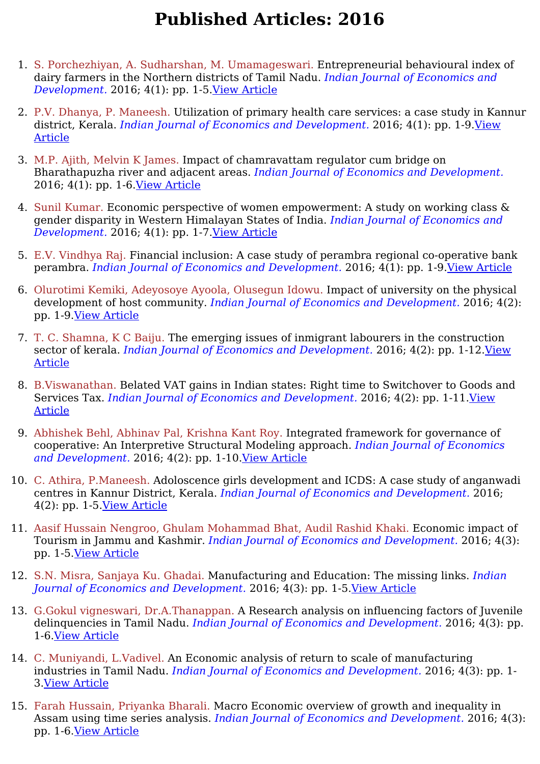# Published Articles: 2016

1. S. Porchezhiyan, A. Sudharshan, M. Umamageswari. Entrepreneurial behavioural index of dairy farmers in the Northern districts of Tamil Nadu. *Indian Journal of Economics and Development.* 2016; 4(1): pp. 1-5.View Article
2. P.V. Dhanya, P. Maneesh. Utilization of primary health care services: a case study in Kannur district, Kerala. *Indian Journal of Economics and Development.* 2016; 4(1): pp. 1-9.View Article
3. M.P. Ajith, Melvin K James. Impact of chamravattam regulator cum bridge on Bharathapuzha river and adjacent areas. *Indian Journal of Economics and Development.* 2016; 4(1): pp. 1-6.View Article
4. Sunil Kumar. Economic perspective of women empowerment: A study on working class & gender disparity in Western Himalayan States of India. *Indian Journal of Economics and Development.* 2016; 4(1): pp. 1-7.View Article
5. E.V. Vindhya Raj. Financial inclusion: A case study of perambra regional co-operative bank perambra. *Indian Journal of Economics and Development.* 2016; 4(1): pp. 1-9.View Article
6. Olurotimi Kemiki, Adeyosoye Ayoola, Olusegun Idowu. Impact of university on the physical development of host community. *Indian Journal of Economics and Development.* 2016; 4(2): pp. 1-9.View Article
7. T. C. Shamna, K C Baiju. The emerging issues of inmigrant labourers in the construction sector of kerala. *Indian Journal of Economics and Development.* 2016; 4(2): pp. 1-12.View Article
8. B.Viswanathan. Belated VAT gains in Indian states: Right time to Switchover to Goods and Services Tax. *Indian Journal of Economics and Development.* 2016; 4(2): pp. 1-11.View Article
9. Abhishek Behl, Abhinav Pal, Krishna Kant Roy. Integrated framework for governance of cooperative: An Interpretive Structural Modeling approach. *Indian Journal of Economics and Development.* 2016; 4(2): pp. 1-10.View Article
10. C. Athira, P.Maneesh. Adoloscence girls development and ICDS: A case study of anganwadi centres in Kannur District, Kerala. *Indian Journal of Economics and Development.* 2016; 4(2): pp. 1-5.View Article
11. Aasif Hussain Nengroo, Ghulam Mohammad Bhat, Audil Rashid Khaki. Economic impact of Tourism in Jammu and Kashmir. *Indian Journal of Economics and Development.* 2016; 4(3): pp. 1-5.View Article
12. S.N. Misra, Sanjaya Ku. Ghadai. Manufacturing and Education: The missing links. *Indian Journal of Economics and Development.* 2016; 4(3): pp. 1-5.View Article
13. G.Gokul vigneswari, Dr.A.Thanappan. A Research analysis on influencing factors of Juvenile delinquencies in Tamil Nadu. *Indian Journal of Economics and Development.* 2016; 4(3): pp. 1-6.View Article
14. C. Muniyandi, L.Vadivel. An Economic analysis of return to scale of manufacturing industries in Tamil Nadu. *Indian Journal of Economics and Development.* 2016; 4(3): pp. 1-3.View Article
15. Farah Hussain, Priyanka Bharali. Macro Economic overview of growth and inequality in Assam using time series analysis. *Indian Journal of Economics and Development.* 2016; 4(3): pp. 1-6.View Article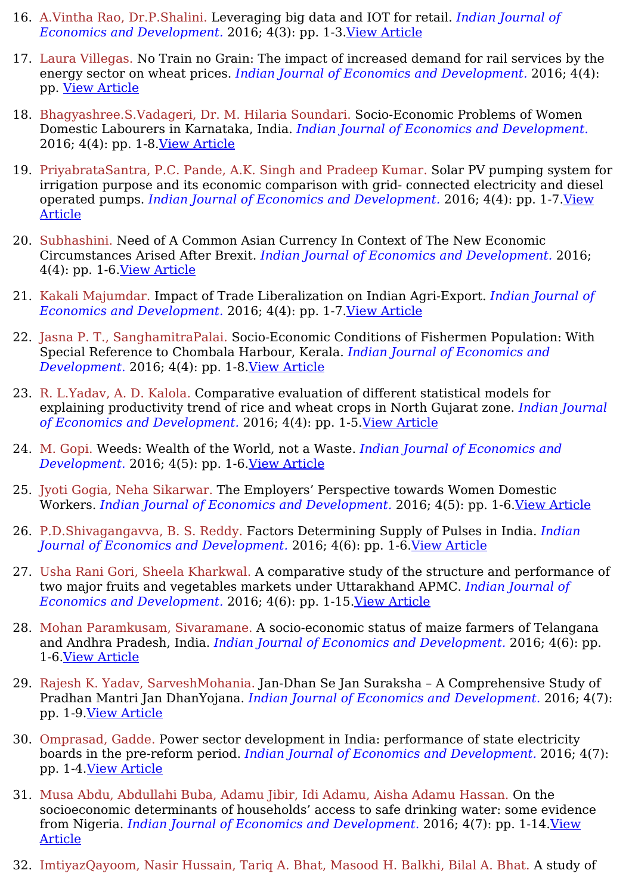16. A.Vintha Rao, Dr.P.Shalini. Leveraging big data and IOT for retail. *Indian Journal of Economics and Development.* 2016; 4(3): pp. 1-3.View Article

17. Laura Villegas. No Train no Grain: The impact of increased demand for rail services by the energy sector on wheat prices. *Indian Journal of Economics and Development.* 2016; 4(4): pp. View Article

18. Bhagyashree.S.Vadageri, Dr. M. Hilaria Soundari. Socio-Economic Problems of Women Domestic Labourers in Karnataka, India. *Indian Journal of Economics and Development.* 2016; 4(4): pp. 1-8.View Article

19. PriyabrataSantra, P.C. Pande, A.K. Singh and Pradeep Kumar. Solar PV pumping system for irrigation purpose and its economic comparison with grid- connected electricity and diesel operated pumps. *Indian Journal of Economics and Development.* 2016; 4(4): pp. 1-7.View Article

20. Subhashini. Need of A Common Asian Currency In Context of The New Economic Circumstances Arised After Brexit. *Indian Journal of Economics and Development.* 2016; 4(4): pp. 1-6.View Article

21. Kakali Majumdar. Impact of Trade Liberalization on Indian Agri-Export. *Indian Journal of Economics and Development.* 2016; 4(4): pp. 1-7.View Article

22. Jasna P. T., SanghamitraPalai. Socio-Economic Conditions of Fishermen Population: With Special Reference to Chombala Harbour, Kerala. *Indian Journal of Economics and Development.* 2016; 4(4): pp. 1-8.View Article

23. R. L.Yadav, A. D. Kalola. Comparative evaluation of different statistical models for explaining productivity trend of rice and wheat crops in North Gujarat zone. *Indian Journal of Economics and Development.* 2016; 4(4): pp. 1-5.View Article

24. M. Gopi. Weeds: Wealth of the World, not a Waste. *Indian Journal of Economics and Development.* 2016; 4(5): pp. 1-6.View Article

25. Jyoti Gogia, Neha Sikarwar. The Employers' Perspective towards Women Domestic Workers. *Indian Journal of Economics and Development.* 2016; 4(5): pp. 1-6.View Article

26. P.D.Shivagangavva, B. S. Reddy. Factors Determining Supply of Pulses in India. *Indian Journal of Economics and Development.* 2016; 4(6): pp. 1-6.View Article

27. Usha Rani Gori, Sheela Kharkwal. A comparative study of the structure and performance of two major fruits and vegetables markets under Uttarakhand APMC. *Indian Journal of Economics and Development.* 2016; 4(6): pp. 1-15.View Article

28. Mohan Paramkusam, Sivaramane. A socio-economic status of maize farmers of Telangana and Andhra Pradesh, India. *Indian Journal of Economics and Development.* 2016; 4(6): pp. 1-6.View Article

29. Rajesh K. Yadav, SarveshMohania. Jan-Dhan Se Jan Suraksha – A Comprehensive Study of Pradhan Mantri Jan DhanYojana. *Indian Journal of Economics and Development.* 2016; 4(7): pp. 1-9.View Article

30. Omprasad, Gadde. Power sector development in India: performance of state electricity boards in the pre-reform period. *Indian Journal of Economics and Development.* 2016; 4(7): pp. 1-4.View Article

31. Musa Abdu, Abdullahi Buba, Adamu Jibir, Idi Adamu, Aisha Adamu Hassan. On the socioeconomic determinants of households' access to safe drinking water: some evidence from Nigeria. *Indian Journal of Economics and Development.* 2016; 4(7): pp. 1-14.View Article

32. ImtiyazQayoom, Nasir Hussain, Tariq A. Bhat, Masood H. Balkhi, Bilal A. Bhat. A study of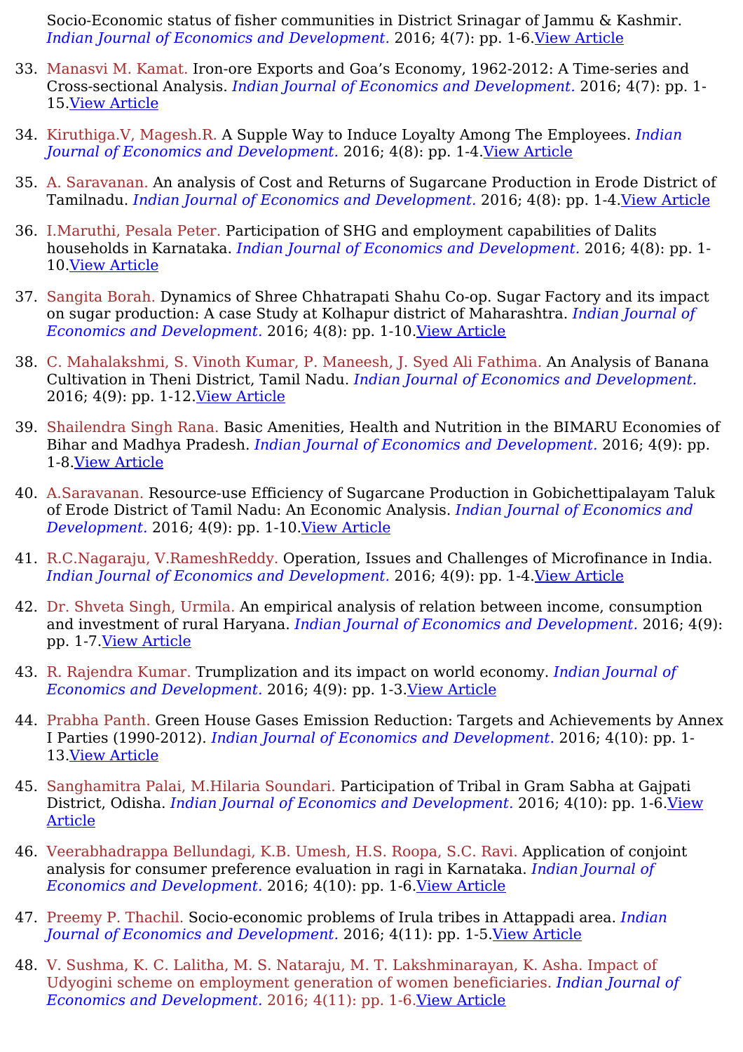Socio-Economic status of fisher communities in District Srinagar of Jammu & Kashmir. *Indian Journal of Economics and Development.* 2016; 4(7): pp. 1-6.View Article

33. Manasvi M. Kamat. Iron-ore Exports and Goa's Economy, 1962-2012: A Time-series and Cross-sectional Analysis. *Indian Journal of Economics and Development.* 2016; 4(7): pp. 1-15.View Article
34. Kiruthiga.V, Magesh.R. A Supple Way to Induce Loyalty Among The Employees. *Indian Journal of Economics and Development.* 2016; 4(8): pp. 1-4.View Article
35. A. Saravanan. An analysis of Cost and Returns of Sugarcane Production in Erode District of Tamilnadu. *Indian Journal of Economics and Development.* 2016; 4(8): pp. 1-4.View Article
36. I.Maruthi, Pesala Peter. Participation of SHG and employment capabilities of Dalits households in Karnataka. *Indian Journal of Economics and Development.* 2016; 4(8): pp. 1-10.View Article
37. Sangita Borah. Dynamics of Shree Chhatrapati Shahu Co-op. Sugar Factory and its impact on sugar production: A case Study at Kolhapur district of Maharashtra. *Indian Journal of Economics and Development.* 2016; 4(8): pp. 1-10.View Article
38. C. Mahalakshmi, S. Vinoth Kumar, P. Maneesh, J. Syed Ali Fathima. An Analysis of Banana Cultivation in Theni District, Tamil Nadu. *Indian Journal of Economics and Development.* 2016; 4(9): pp. 1-12.View Article
39. Shailendra Singh Rana. Basic Amenities, Health and Nutrition in the BIMARU Economies of Bihar and Madhya Pradesh. *Indian Journal of Economics and Development.* 2016; 4(9): pp. 1-8.View Article
40. A.Saravanan. Resource-use Efficiency of Sugarcane Production in Gobichettipalayam Taluk of Erode District of Tamil Nadu: An Economic Analysis. *Indian Journal of Economics and Development.* 2016; 4(9): pp. 1-10.View Article
41. R.C.Nagaraju, V.RameshReddy. Operation, Issues and Challenges of Microfinance in India. *Indian Journal of Economics and Development.* 2016; 4(9): pp. 1-4.View Article
42. Dr. Shveta Singh, Urmila. An empirical analysis of relation between income, consumption and investment of rural Haryana. *Indian Journal of Economics and Development.* 2016; 4(9): pp. 1-7.View Article
43. R. Rajendra Kumar. Trumplization and its impact on world economy. *Indian Journal of Economics and Development.* 2016; 4(9): pp. 1-3.View Article
44. Prabha Panth. Green House Gases Emission Reduction: Targets and Achievements by Annex I Parties (1990-2012). *Indian Journal of Economics and Development.* 2016; 4(10): pp. 1-13.View Article
45. Sanghamitra Palai, M.Hilaria Soundari. Participation of Tribal in Gram Sabha at Gajpati District, Odisha. *Indian Journal of Economics and Development.* 2016; 4(10): pp. 1-6.View Article
46. Veerabhadrappa Bellundagi, K.B. Umesh, H.S. Roopa, S.C. Ravi. Application of conjoint analysis for consumer preference evaluation in ragi in Karnataka. *Indian Journal of Economics and Development.* 2016; 4(10): pp. 1-6.View Article
47. Preemy P. Thachil. Socio-economic problems of Irula tribes in Attappadi area. *Indian Journal of Economics and Development.* 2016; 4(11): pp. 1-5.View Article
48. V. Sushma, K. C. Lalitha, M. S. Nataraju, M. T. Lakshminarayan, K. Asha. Impact of Udyogini scheme on employment generation of women beneficiaries. *Indian Journal of Economics and Development.* 2016; 4(11): pp. 1-6.View Article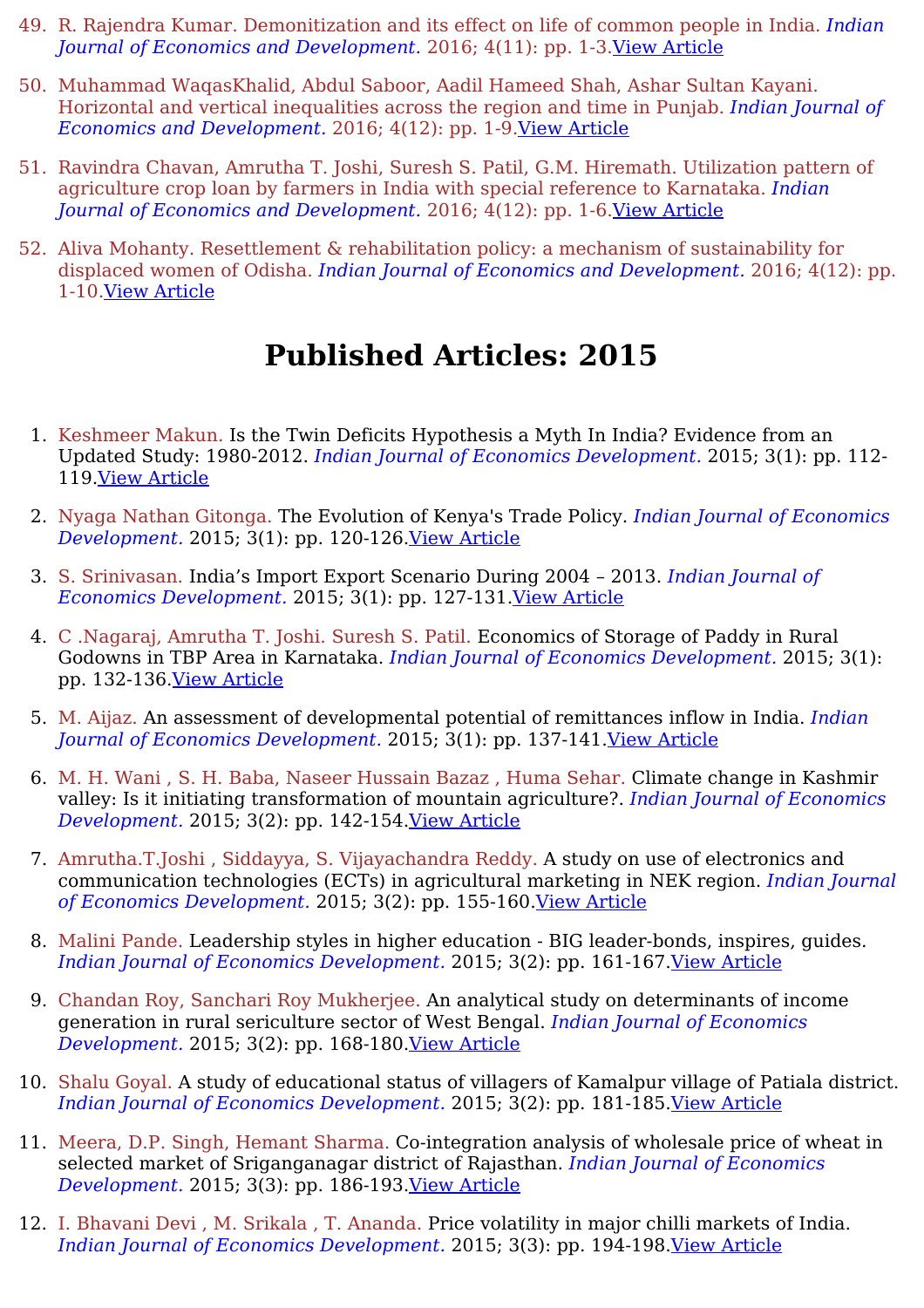49. R. Rajendra Kumar. Demonitization and its effect on life of common people in India. *Indian Journal of Economics and Development.* 2016; 4(11): pp. 1-3.View Article

50. Muhammad WaqasKhalid, Abdul Saboor, Aadil Hameed Shah, Ashar Sultan Kayani. Horizontal and vertical inequalities across the region and time in Punjab. *Indian Journal of Economics and Development.* 2016; 4(12): pp. 1-9.View Article

51. Ravindra Chavan, Amrutha T. Joshi, Suresh S. Patil, G.M. Hiremath. Utilization pattern of agriculture crop loan by farmers in India with special reference to Karnataka. *Indian Journal of Economics and Development.* 2016; 4(12): pp. 1-6.View Article

52. Aliva Mohanty. Resettlement & rehabilitation policy: a mechanism of sustainability for displaced women of Odisha. *Indian Journal of Economics and Development.* 2016; 4(12): pp. 1-10.View Article

# Published Articles: 2015

1. Keshmeer Makun. Is the Twin Deficits Hypothesis a Myth In India? Evidence from an Updated Study: 1980-2012. *Indian Journal of Economics Development.* 2015; 3(1): pp. 112-119.View Article

2. Nyaga Nathan Gitonga. The Evolution of Kenya's Trade Policy. *Indian Journal of Economics Development.* 2015; 3(1): pp. 120-126.View Article

3. S. Srinivasan. India's Import Export Scenario During 2004 – 2013. *Indian Journal of Economics Development.* 2015; 3(1): pp. 127-131.View Article

4. C .Nagaraj, Amrutha T. Joshi. Suresh S. Patil. Economics of Storage of Paddy in Rural Godowns in TBP Area in Karnataka. *Indian Journal of Economics Development.* 2015; 3(1): pp. 132-136.View Article

5. M. Aijaz. An assessment of developmental potential of remittances inflow in India. *Indian Journal of Economics Development.* 2015; 3(1): pp. 137-141.View Article

6. M. H. Wani , S. H. Baba, Naseer Hussain Bazaz , Huma Sehar. Climate change in Kashmir valley: Is it initiating transformation of mountain agriculture?. *Indian Journal of Economics Development.* 2015; 3(2): pp. 142-154.View Article

7. Amrutha.T.Joshi , Siddayya, S. Vijayachandra Reddy. A study on use of electronics and communication technologies (ECTs) in agricultural marketing in NEK region. *Indian Journal of Economics Development.* 2015; 3(2): pp. 155-160.View Article

8. Malini Pande. Leadership styles in higher education - BIG leader-bonds, inspires, guides. *Indian Journal of Economics Development.* 2015; 3(2): pp. 161-167.View Article

9. Chandan Roy, Sanchari Roy Mukherjee. An analytical study on determinants of income generation in rural sericulture sector of West Bengal. *Indian Journal of Economics Development.* 2015; 3(2): pp. 168-180.View Article

10. Shalu Goyal. A study of educational status of villagers of Kamalpur village of Patiala district. *Indian Journal of Economics Development.* 2015; 3(2): pp. 181-185.View Article

11. Meera, D.P. Singh, Hemant Sharma. Co-integration analysis of wholesale price of wheat in selected market of Sriganganagar district of Rajasthan. *Indian Journal of Economics Development.* 2015; 3(3): pp. 186-193.View Article

12. I. Bhavani Devi , M. Srikala , T. Ananda. Price volatility in major chilli markets of India. *Indian Journal of Economics Development.* 2015; 3(3): pp. 194-198.View Article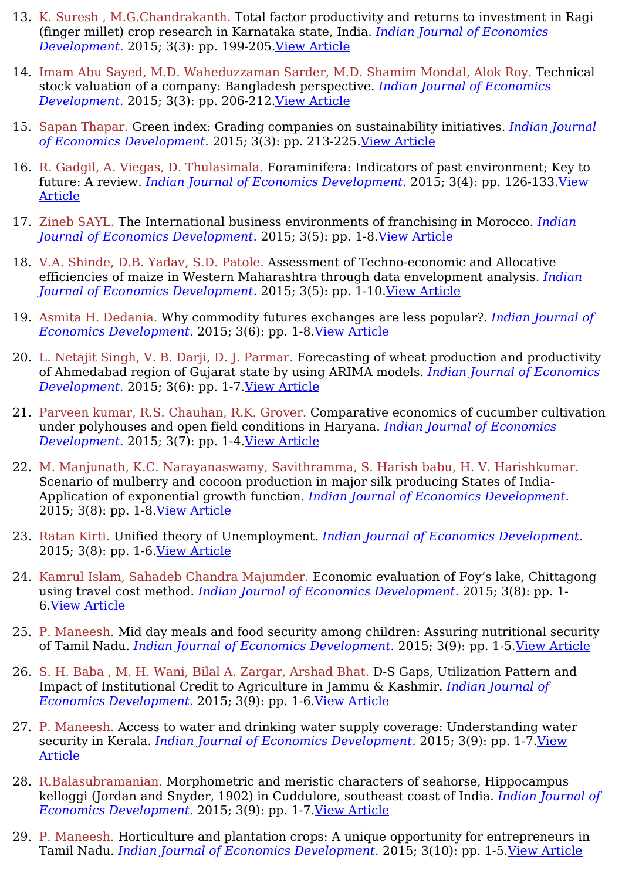13. K. Suresh , M.G.Chandrakanth. Total factor productivity and returns to investment in Ragi (finger millet) crop research in Karnataka state, India. *Indian Journal of Economics Development.* 2015; 3(3): pp. 199-205.View Article

14. Imam Abu Sayed, M.D. Waheduzzaman Sarder, M.D. Shamim Mondal, Alok Roy. Technical stock valuation of a company: Bangladesh perspective. *Indian Journal of Economics Development.* 2015; 3(3): pp. 206-212.View Article

15. Sapan Thapar. Green index: Grading companies on sustainability initiatives. *Indian Journal of Economics Development.* 2015; 3(3): pp. 213-225.View Article

16. R. Gadgil, A. Viegas, D. Thulasimala. Foraminifera: Indicators of past environment; Key to future: A review. *Indian Journal of Economics Development.* 2015; 3(4): pp. 126-133.View Article

17. Zineb SAYL. The International business environments of franchising in Morocco. *Indian Journal of Economics Development.* 2015; 3(5): pp. 1-8.View Article

18. V.A. Shinde, D.B. Yadav, S.D. Patole. Assessment of Techno-economic and Allocative efficiencies of maize in Western Maharashtra through data envelopment analysis. *Indian Journal of Economics Development.* 2015; 3(5): pp. 1-10.View Article

19. Asmita H. Dedania. Why commodity futures exchanges are less popular?. *Indian Journal of Economics Development.* 2015; 3(6): pp. 1-8.View Article

20. L. Netajit Singh, V. B. Darji, D. J. Parmar. Forecasting of wheat production and productivity of Ahmedabad region of Gujarat state by using ARIMA models. *Indian Journal of Economics Development.* 2015; 3(6): pp. 1-7.View Article

21. Parveen kumar, R.S. Chauhan, R.K. Grover. Comparative economics of cucumber cultivation under polyhouses and open field conditions in Haryana. *Indian Journal of Economics Development.* 2015; 3(7): pp. 1-4.View Article

22. M. Manjunath, K.C. Narayanaswamy, Savithramma, S. Harish babu, H. V. Harishkumar. Scenario of mulberry and cocoon production in major silk producing States of India-Application of exponential growth function. *Indian Journal of Economics Development.* 2015; 3(8): pp. 1-8.View Article

23. Ratan Kirti. Unified theory of Unemployment. *Indian Journal of Economics Development.* 2015; 3(8): pp. 1-6.View Article

24. Kamrul Islam, Sahadeb Chandra Majumder. Economic evaluation of Foy's lake, Chittagong using travel cost method. *Indian Journal of Economics Development.* 2015; 3(8): pp. 1-6.View Article

25. P. Maneesh. Mid day meals and food security among children: Assuring nutritional security of Tamil Nadu. *Indian Journal of Economics Development.* 2015; 3(9): pp. 1-5.View Article

26. S. H. Baba , M. H. Wani, Bilal A. Zargar, Arshad Bhat. D-S Gaps, Utilization Pattern and Impact of Institutional Credit to Agriculture in Jammu & Kashmir. *Indian Journal of Economics Development.* 2015; 3(9): pp. 1-6.View Article

27. P. Maneesh. Access to water and drinking water supply coverage: Understanding water security in Kerala. *Indian Journal of Economics Development.* 2015; 3(9): pp. 1-7.View Article

28. R.Balasubramanian. Morphometric and meristic characters of seahorse, Hippocampus kelloggi (Jordan and Snyder, 1902) in Cuddulore, southeast coast of India. *Indian Journal of Economics Development.* 2015; 3(9): pp. 1-7.View Article

29. P. Maneesh. Horticulture and plantation crops: A unique opportunity for entrepreneurs in Tamil Nadu. *Indian Journal of Economics Development.* 2015; 3(10): pp. 1-5.View Article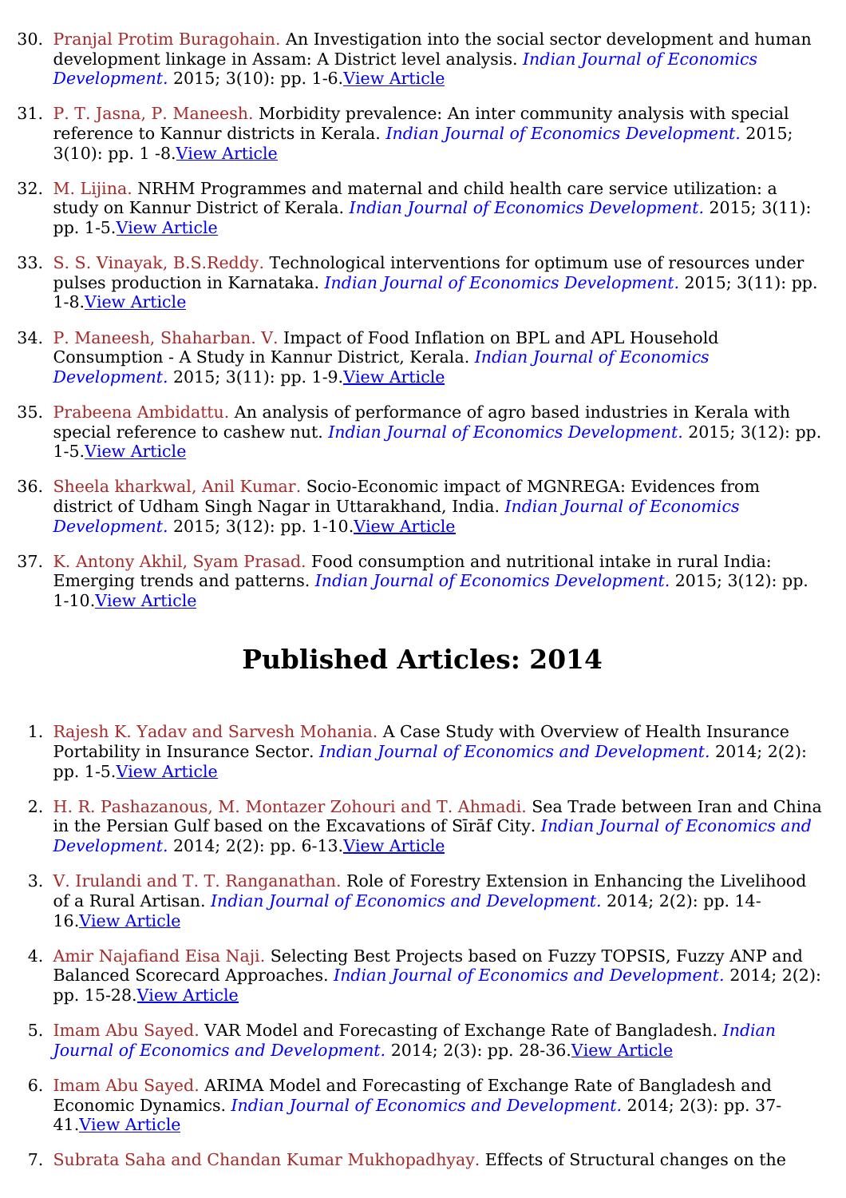30. Pranjal Protim Buragohain. An Investigation into the social sector development and human development linkage in Assam: A District level analysis. *Indian Journal of Economics Development.* 2015; 3(10): pp. 1-6.View Article

31. P. T. Jasna, P. Maneesh. Morbidity prevalence: An inter community analysis with special reference to Kannur districts in Kerala. *Indian Journal of Economics Development.* 2015; 3(10): pp. 1 -8.View Article

32. M. Lijina. NRHM Programmes and maternal and child health care service utilization: a study on Kannur District of Kerala. *Indian Journal of Economics Development.* 2015; 3(11): pp. 1-5.View Article

33. S. S. Vinayak, B.S.Reddy. Technological interventions for optimum use of resources under pulses production in Karnataka. *Indian Journal of Economics Development.* 2015; 3(11): pp. 1-8.View Article

34. P. Maneesh, Shaharban. V. Impact of Food Inflation on BPL and APL Household Consumption - A Study in Kannur District, Kerala. *Indian Journal of Economics Development.* 2015; 3(11): pp. 1-9.View Article

35. Prabeena Ambidattu. An analysis of performance of agro based industries in Kerala with special reference to cashew nut. *Indian Journal of Economics Development.* 2015; 3(12): pp. 1-5.View Article

36. Sheela kharkwal, Anil Kumar. Socio-Economic impact of MGNREGA: Evidences from district of Udham Singh Nagar in Uttarakhand, India. *Indian Journal of Economics Development.* 2015; 3(12): pp. 1-10.View Article

37. K. Antony Akhil, Syam Prasad. Food consumption and nutritional intake in rural India: Emerging trends and patterns. *Indian Journal of Economics Development.* 2015; 3(12): pp. 1-10.View Article

# Published Articles: 2014

1. Rajesh K. Yadav and Sarvesh Mohania. A Case Study with Overview of Health Insurance Portability in Insurance Sector. *Indian Journal of Economics and Development.* 2014; 2(2): pp. 1-5.View Article

2. H. R. Pashazanous, M. Montazer Zohouri and T. Ahmadi. Sea Trade between Iran and China in the Persian Gulf based on the Excavations of Sīrāf City. *Indian Journal of Economics and Development.* 2014; 2(2): pp. 6-13.View Article

3. V. Irulandi and T. T. Ranganathan. Role of Forestry Extension in Enhancing the Livelihood of a Rural Artisan. *Indian Journal of Economics and Development.* 2014; 2(2): pp. 14-16.View Article

4. Amir Najafiand Eisa Naji. Selecting Best Projects based on Fuzzy TOPSIS, Fuzzy ANP and Balanced Scorecard Approaches. *Indian Journal of Economics and Development.* 2014; 2(2): pp. 15-28.View Article

5. Imam Abu Sayed. VAR Model and Forecasting of Exchange Rate of Bangladesh. *Indian Journal of Economics and Development.* 2014; 2(3): pp. 28-36.View Article

6. Imam Abu Sayed. ARIMA Model and Forecasting of Exchange Rate of Bangladesh and Economic Dynamics. *Indian Journal of Economics and Development.* 2014; 2(3): pp. 37-41.View Article

7. Subrata Saha and Chandan Kumar Mukhopadhyay. Effects of Structural changes on the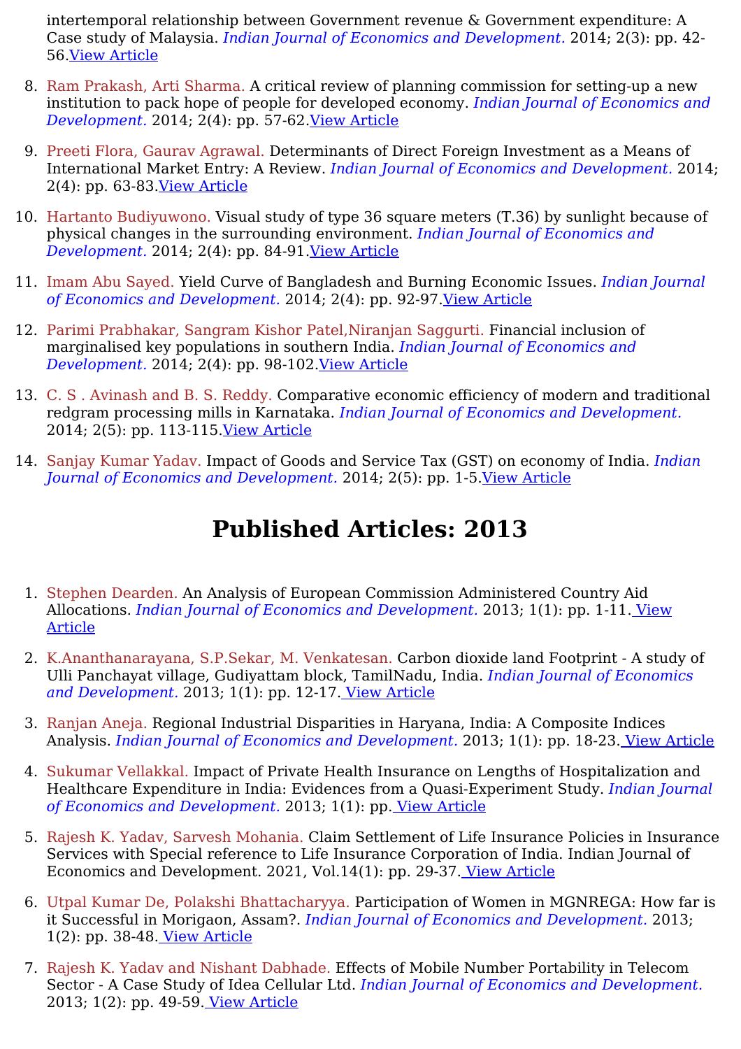intertemporal relationship between Government revenue & Government expenditure: A Case study of Malaysia. *Indian Journal of Economics and Development.* 2014; 2(3): pp. 42-56.View Article

8. Ram Prakash, Arti Sharma. A critical review of planning commission for setting-up a new institution to pack hope of people for developed economy. *Indian Journal of Economics and Development.* 2014; 2(4): pp. 57-62.View Article
9. Preeti Flora, Gaurav Agrawal. Determinants of Direct Foreign Investment as a Means of International Market Entry: A Review. *Indian Journal of Economics and Development.* 2014; 2(4): pp. 63-83.View Article
10. Hartanto Budiyuwono. Visual study of type 36 square meters (T.36) by sunlight because of physical changes in the surrounding environment. *Indian Journal of Economics and Development.* 2014; 2(4): pp. 84-91.View Article
11. Imam Abu Sayed. Yield Curve of Bangladesh and Burning Economic Issues. *Indian Journal of Economics and Development.* 2014; 2(4): pp. 92-97.View Article
12. Parimi Prabhakar, Sangram Kishor Patel,Niranjan Saggurti. Financial inclusion of marginalised key populations in southern India. *Indian Journal of Economics and Development.* 2014; 2(4): pp. 98-102.View Article
13. C. S . Avinash and B. S. Reddy. Comparative economic efficiency of modern and traditional redgram processing mills in Karnataka. *Indian Journal of Economics and Development.* 2014; 2(5): pp. 113-115.View Article
14. Sanjay Kumar Yadav. Impact of Goods and Service Tax (GST) on economy of India. *Indian Journal of Economics and Development.* 2014; 2(5): pp. 1-5.View Article

# Published Articles: 2013

1. Stephen Dearden. An Analysis of European Commission Administered Country Aid Allocations. *Indian Journal of Economics and Development.* 2013; 1(1): pp. 1-11. View Article
2. K.Ananthanarayana, S.P.Sekar, M. Venkatesan. Carbon dioxide land Footprint - A study of Ulli Panchayat village, Gudiyattam block, TamilNadu, India. *Indian Journal of Economics and Development.* 2013; 1(1): pp. 12-17. View Article
3. Ranjan Aneja. Regional Industrial Disparities in Haryana, India: A Composite Indices Analysis. *Indian Journal of Economics and Development.* 2013; 1(1): pp. 18-23. View Article
4. Sukumar Vellakkal. Impact of Private Health Insurance on Lengths of Hospitalization and Healthcare Expenditure in India: Evidences from a Quasi-Experiment Study. *Indian Journal of Economics and Development.* 2013; 1(1): pp. View Article
5. Rajesh K. Yadav, Sarvesh Mohania. Claim Settlement of Life Insurance Policies in Insurance Services with Special reference to Life Insurance Corporation of India. Indian Journal of Economics and Development. 2021, Vol.14(1): pp. 29-37. View Article
6. Utpal Kumar De, Polakshi Bhattacharyya. Participation of Women in MGNREGA: How far is it Successful in Morigaon, Assam?. *Indian Journal of Economics and Development.* 2013; 1(2): pp. 38-48. View Article
7. Rajesh K. Yadav and Nishant Dabhade. Effects of Mobile Number Portability in Telecom Sector - A Case Study of Idea Cellular Ltd. *Indian Journal of Economics and Development.* 2013; 1(2): pp. 49-59. View Article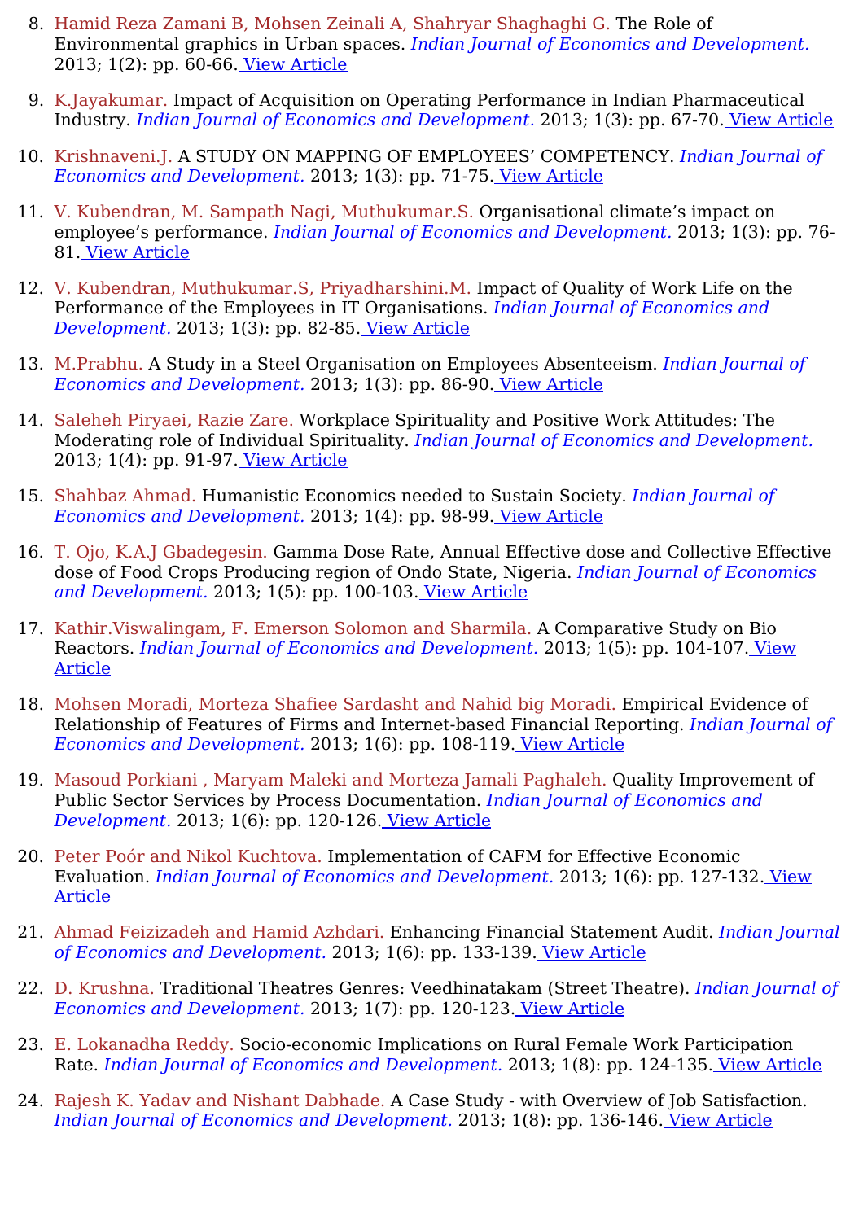8. Hamid Reza Zamani B, Mohsen Zeinali A, Shahryar Shaghaghi G. The Role of Environmental graphics in Urban spaces. *Indian Journal of Economics and Development.* 2013; 1(2): pp. 60-66. View Article

9. K.Jayakumar. Impact of Acquisition on Operating Performance in Indian Pharmaceutical Industry. *Indian Journal of Economics and Development.* 2013; 1(3): pp. 67-70. View Article

10. Krishnaveni.J. A STUDY ON MAPPING OF EMPLOYEES' COMPETENCY. *Indian Journal of Economics and Development.* 2013; 1(3): pp. 71-75. View Article

11. V. Kubendran, M. Sampath Nagi, Muthukumar.S. Organisational climate's impact on employee's performance. *Indian Journal of Economics and Development.* 2013; 1(3): pp. 76-81. View Article

12. V. Kubendran, Muthukumar.S, Priyadharshini.M. Impact of Quality of Work Life on the Performance of the Employees in IT Organisations. *Indian Journal of Economics and Development.* 2013; 1(3): pp. 82-85. View Article

13. M.Prabhu. A Study in a Steel Organisation on Employees Absenteeism. *Indian Journal of Economics and Development.* 2013; 1(3): pp. 86-90. View Article

14. Saleheh Piryaei, Razie Zare. Workplace Spirituality and Positive Work Attitudes: The Moderating role of Individual Spirituality. *Indian Journal of Economics and Development.* 2013; 1(4): pp. 91-97. View Article

15. Shahbaz Ahmad. Humanistic Economics needed to Sustain Society. *Indian Journal of Economics and Development.* 2013; 1(4): pp. 98-99. View Article

16. T. Ojo, K.A.J Gbadegesin. Gamma Dose Rate, Annual Effective dose and Collective Effective dose of Food Crops Producing region of Ondo State, Nigeria. *Indian Journal of Economics and Development.* 2013; 1(5): pp. 100-103. View Article

17. Kathir.Viswalingam, F. Emerson Solomon and Sharmila. A Comparative Study on Bio Reactors. *Indian Journal of Economics and Development.* 2013; 1(5): pp. 104-107. View Article

18. Mohsen Moradi, Morteza Shafiee Sardasht and Nahid big Moradi. Empirical Evidence of Relationship of Features of Firms and Internet-based Financial Reporting. *Indian Journal of Economics and Development.* 2013; 1(6): pp. 108-119. View Article

19. Masoud Porkiani , Maryam Maleki and Morteza Jamali Paghaleh. Quality Improvement of Public Sector Services by Process Documentation. *Indian Journal of Economics and Development.* 2013; 1(6): pp. 120-126. View Article

20. Peter Poór and Nikol Kuchtova. Implementation of CAFM for Effective Economic Evaluation. *Indian Journal of Economics and Development.* 2013; 1(6): pp. 127-132. View Article

21. Ahmad Feizizadeh and Hamid Azhdari. Enhancing Financial Statement Audit. *Indian Journal of Economics and Development.* 2013; 1(6): pp. 133-139. View Article

22. D. Krushna. Traditional Theatres Genres: Veedhinatakam (Street Theatre). *Indian Journal of Economics and Development.* 2013; 1(7): pp. 120-123. View Article

23. E. Lokanadha Reddy. Socio-economic Implications on Rural Female Work Participation Rate. *Indian Journal of Economics and Development.* 2013; 1(8): pp. 124-135. View Article

24. Rajesh K. Yadav and Nishant Dabhade. A Case Study - with Overview of Job Satisfaction. *Indian Journal of Economics and Development.* 2013; 1(8): pp. 136-146. View Article